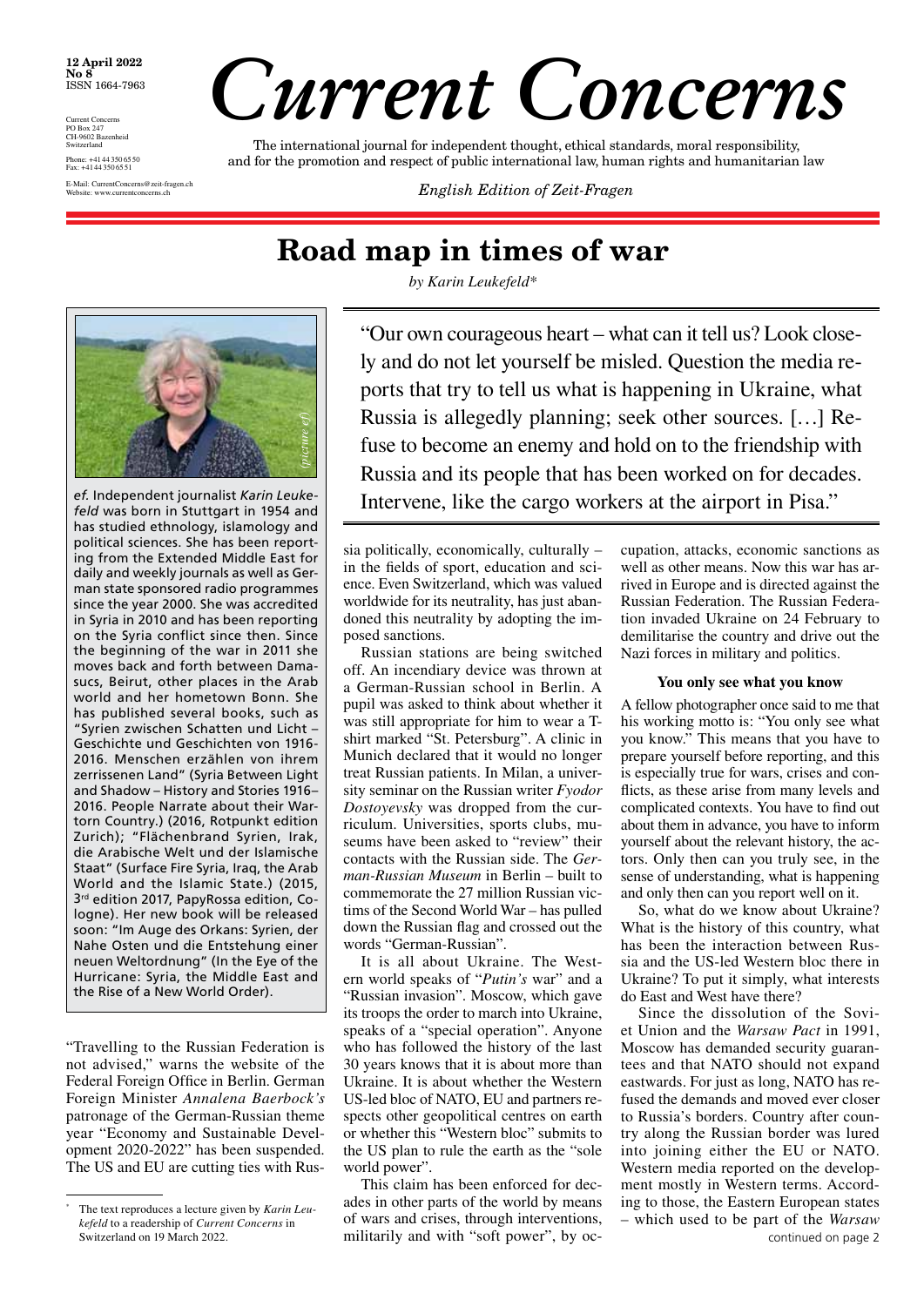12 April 2022
No 8
ISSN 1664-7963

Current Concerns
PO Box 247
CH-9602 Bazenheid
Switzerland

Phone: +41 44 350 65 50
Fax: +41 44 350 65 51

E-Mail: CurrentConcerns@zeit-fragen.ch
Website: www.currentconcerns.ch

# *Current Concerns*

The international journal for independent thought, ethical standards, moral responsibility, and for the promotion and respect of public international law, human rights and humanitarian law

*English Edition of Zeit-Fragen*

## Road map in times of war

*by Karin Leukefeld**

(picture ef)

*ef.* Independent journalist *Karin Leukefeld* was born in Stuttgart in 1954 and has studied ethnology, islamology and political sciences. She has been reporting from the Extended Middle East for daily and weekly journals as well as German state sponsored radio programmes since the year 2000. She was accredited in Syria in 2010 and has been reporting on the Syria conflict since then. Since the beginning of the war in 2011 she moves back and forth between Damascus, Beirut, other places in the Arab world and her hometown Bonn. She has published several books, such as "Syrien zwischen Schatten und Licht – Geschichte und Geschichten von 1916-2016. Menschen erzählen von ihrem zerrissenen Land" (Syria Between Light and Shadow – History and Stories 1916–2016. People Narrate about their Wartorn Country.) (2016, Rotpunkt edition Zurich); "Flächenbrand Syrien, Irak, die Arabische Welt und der Islamische Staat" (Surface Fire Syria, Iraq, the Arab World and the Islamic State.) (2015, 3rd edition 2017, PapyRossa edition, Cologne). Her new book will be released soon: "Im Auge des Orkans: Syrien, der Nahe Osten und die Entstehung einer neuen Weltordnung" (In the Eye of the Hurricane: Syria, the Middle East and the Rise of a New World Order).

> "Our own courageous heart – what can it tell us? Look closely and do not let yourself be misled. Question the media reports that try to tell us what is happening in Ukraine, what Russia is allegedly planning; seek other sources. […] Refuse to become an enemy and hold on to the friendship with Russia and its people that has been worked on for decades. Intervene, like the cargo workers at the airport in Pisa."

"Travelling to the Russian Federation is not advised," warns the website of the Federal Foreign Office in Berlin. German Foreign Minister *Annalena Baerbock's* patronage of the German-Russian theme year "Economy and Sustainable Development 2020-2022" has been suspended. The US and EU are cutting ties with Russia politically, economically, culturally – in the fields of sport, education and science. Even Switzerland, which was valued worldwide for its neutrality, has just abandoned this neutrality by adopting the imposed sanctions.

Russian stations are being switched off. An incendiary device was thrown at a German-Russian school in Berlin. A pupil was asked to think about whether it was still appropriate for him to wear a T-shirt marked "St. Petersburg". A clinic in Munich declared that it would no longer treat Russian patients. In Milan, a university seminar on the Russian writer *Fyodor Dostoyevsky* was dropped from the curriculum. Universities, sports clubs, museums have been asked to "review" their contacts with the Russian side. The *German-Russian Museum* in Berlin – built to commemorate the 27 million Russian victims of the Second World War – has pulled down the Russian flag and crossed out the words "German-Russian".

It is all about Ukraine. The Western world speaks of "*Putin's* war" and a "Russian invasion". Moscow, which gave its troops the order to march into Ukraine, speaks of a "special operation". Anyone who has followed the history of the last 30 years knows that it is about more than Ukraine. It is about whether the Western US-led bloc of NATO, EU and partners respects other geopolitical centres on earth or whether this "Western bloc" submits to the US plan to rule the earth as the "sole world power".

This claim has been enforced for decades in other parts of the world by means of wars and crises, through interventions, militarily and with "soft power", by occupation, attacks, economic sanctions as well as other means. Now this war has arrived in Europe and is directed against the Russian Federation. The Russian Federation invaded Ukraine on 24 February to demilitarise the country and drive out the Nazi forces in military and politics.

### You only see what you know

A fellow photographer once said to me that his working motto is: "You only see what you know." This means that you have to prepare yourself before reporting, and this is especially true for wars, crises and conflicts, as these arise from many levels and complicated contexts. You have to find out about them in advance, you have to inform yourself about the relevant history, the actors. Only then can you truly see, in the sense of understanding, what is happening and only then can you report well on it.

So, what do we know about Ukraine? What is the history of this country, what has been the interaction between Russia and the US-led Western bloc there in Ukraine? To put it simply, what interests do East and West have there?

Since the dissolution of the Soviet Union and the *Warsaw Pact* in 1991, Moscow has demanded security guarantees and that NATO should not expand eastwards. For just as long, NATO has refused the demands and moved ever closer to Russia's borders. Country after country along the Russian border was lured into joining either the EU or NATO. Western media reported on the development mostly in Western terms. According to those, the Eastern European states – which used to be part of the *Warsaw*

continued on page 2

---

\* The text reproduces a lecture given by *Karin Leukefeld* to a readership of *Current Concerns* in Switzerland on 19 March 2022.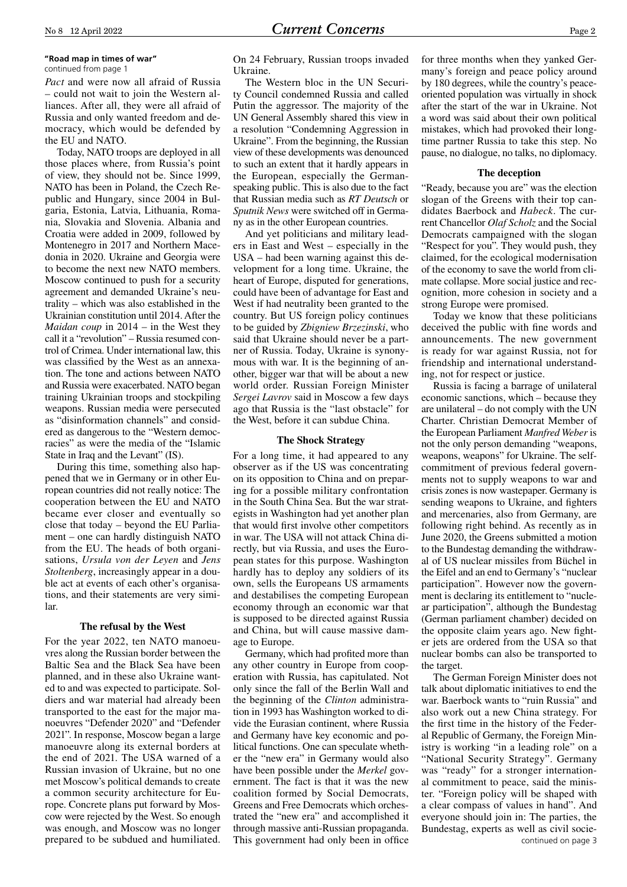**"Road map in times of war"**
continued from page 1

*Pact* and were now all afraid of Russia – could not wait to join the Western alliances. After all, they were all afraid of Russia and only wanted freedom and democracy, which would be defended by the EU and NATO.

Today, NATO troops are deployed in all those places where, from Russia's point of view, they should not be. Since 1999, NATO has been in Poland, the Czech Republic and Hungary, since 2004 in Bulgaria, Estonia, Latvia, Lithuania, Romania, Slovakia and Slovenia. Albania and Croatia were added in 2009, followed by Montenegro in 2017 and Northern Macedonia in 2020. Ukraine and Georgia were to become the next new NATO members. Moscow continued to push for a security agreement and demanded Ukraine's neutrality – which was also established in the Ukrainian constitution until 2014. After the *Maidan coup* in 2014 – in the West they call it a "revolution" – Russia resumed control of Crimea. Under international law, this was classified by the West as an annexation. The tone and actions between NATO and Russia were exacerbated. NATO began training Ukrainian troops and stockpiling weapons. Russian media were persecuted as "disinformation channels" and considered as dangerous to the "Western democracies" as were the media of the "Islamic State in Iraq and the Levant" (IS).

During this time, something also happened that we in Germany or in other European countries did not really notice: The cooperation between the EU and NATO became ever closer and eventually so close that today – beyond the EU Parliament – one can hardly distinguish NATO from the EU. The heads of both organisations, *Ursula von der Leyen* and *Jens Stoltenberg*, increasingly appear in a double act at events of each other's organisations, and their statements are very similar.

### The refusal by the West

For the year 2022, ten NATO manoeuvres along the Russian border between the Baltic Sea and the Black Sea have been planned, and in these also Ukraine wanted to and was expected to participate. Soldiers and war material had already been transported to the east for the major manoeuvres "Defender 2020" and "Defender 2021". In response, Moscow began a large manoeuvre along its external borders at the end of 2021. The USA warned of a Russian invasion of Ukraine, but no one met Moscow's political demands to create a common security architecture for Europe. Concrete plans put forward by Moscow were rejected by the West. So enough was enough, and Moscow was no longer prepared to be subdued and humiliated. On 24 February, Russian troops invaded Ukraine.

The Western bloc in the UN Security Council condemned Russia and called Putin the aggressor. The majority of the UN General Assembly shared this view in a resolution "Condemning Aggression in Ukraine". From the beginning, the Russian view of these developments was denounced to such an extent that it hardly appears in the European, especially the German-speaking public. This is also due to the fact that Russian media such as *RT Deutsch* or *Sputnik News* were switched off in Germany as in the other European countries.

And yet politicians and military leaders in East and West – especially in the USA – had been warning against this development for a long time. Ukraine, the heart of Europe, disputed for generations, could have been of advantage for East and West if had neutrality been granted to the country. But US foreign policy continues to be guided by *Zbigniew Brzezinski*, who said that Ukraine should never be a partner of Russia. Today, Ukraine is synonymous with war. It is the beginning of another, bigger war that will be about a new world order. Russian Foreign Minister *Sergei Lavrov* said in Moscow a few days ago that Russia is the "last obstacle" for the West, before it can subdue China.

### The Shock Strategy

For a long time, it had appeared to any observer as if the US was concentrating on its opposition to China and on preparing for a possible military confrontation in the South China Sea. But the war strategists in Washington had yet another plan that would first involve other competitors in war. The USA will not attack China directly, but via Russia, and uses the European states for this purpose. Washington hardly has to deploy any soldiers of its own, sells the Europeans US armaments and destabilises the competing European economy through an economic war that is supposed to be directed against Russia and China, but will cause massive damage to Europe.

Germany, which had profited more than any other country in Europe from cooperation with Russia, has capitulated. Not only since the fall of the Berlin Wall and the beginning of the *Clinton* administration in 1993 has Washington worked to divide the Eurasian continent, where Russia and Germany have key economic and political functions. One can speculate whether the "new era" in Germany would also have been possible under the *Merkel* government. The fact is that it was the new coalition formed by Social Democrats, Greens and Free Democrats which orchestrated the "new era" and accomplished it through massive anti-Russian propaganda. This government had only been in office for three months when they yanked Germany's foreign and peace policy around by 180 degrees, while the country's peace-oriented population was virtually in shock after the start of the war in Ukraine. Not a word was said about their own political mistakes, which had provoked their long-time partner Russia to take this step. No pause, no dialogue, no talks, no diplomacy.

### The deception

"Ready, because you are" was the election slogan of the Greens with their top candidates Baerbock and *Habeck*. The current Chancellor *Olaf Scholz* and the Social Democrats campaigned with the slogan "Respect for you". They would push, they claimed, for the ecological modernisation of the economy to save the world from climate collapse. More social justice and recognition, more cohesion in society and a strong Europe were promised.

Today we know that these politicians deceived the public with fine words and announcements. The new government is ready for war against Russia, not for friendship and international understanding, not for respect or justice.

Russia is facing a barrage of unilateral economic sanctions, which – because they are unilateral – do not comply with the UN Charter. Christian Democrat Member of the European Parliament *Manfred Weber* is not the only person demanding "weapons, weapons, weapons" for Ukraine. The self-commitment of previous federal governments not to supply weapons to war and crisis zones is now wastepaper. Germany is sending weapons to Ukraine, and fighters and mercenaries, also from Germany, are following right behind. As recently as in June 2020, the Greens submitted a motion to the Bundestag demanding the withdrawal of US nuclear missiles from Büchel in the Eifel and an end to Germany's "nuclear participation". However now the government is declaring its entitlement to "nuclear participation", although the Bundestag (German parliament chamber) decided on the opposite claim years ago. New fighter jets are ordered from the USA so that nuclear bombs can also be transported to the target.

The German Foreign Minister does not talk about diplomatic initiatives to end the war. Baerbock wants to "ruin Russia" and also work out a new China strategy. For the first time in the history of the Federal Republic of Germany, the Foreign Ministry is working "in a leading role" on a "National Security Strategy". Germany was "ready" for a stronger international commitment to peace, said the minister. "Foreign policy will be shaped with a clear compass of values in hand". And everyone should join in: The parties, the Bundestag, experts as well as civil socie-

continued on page 3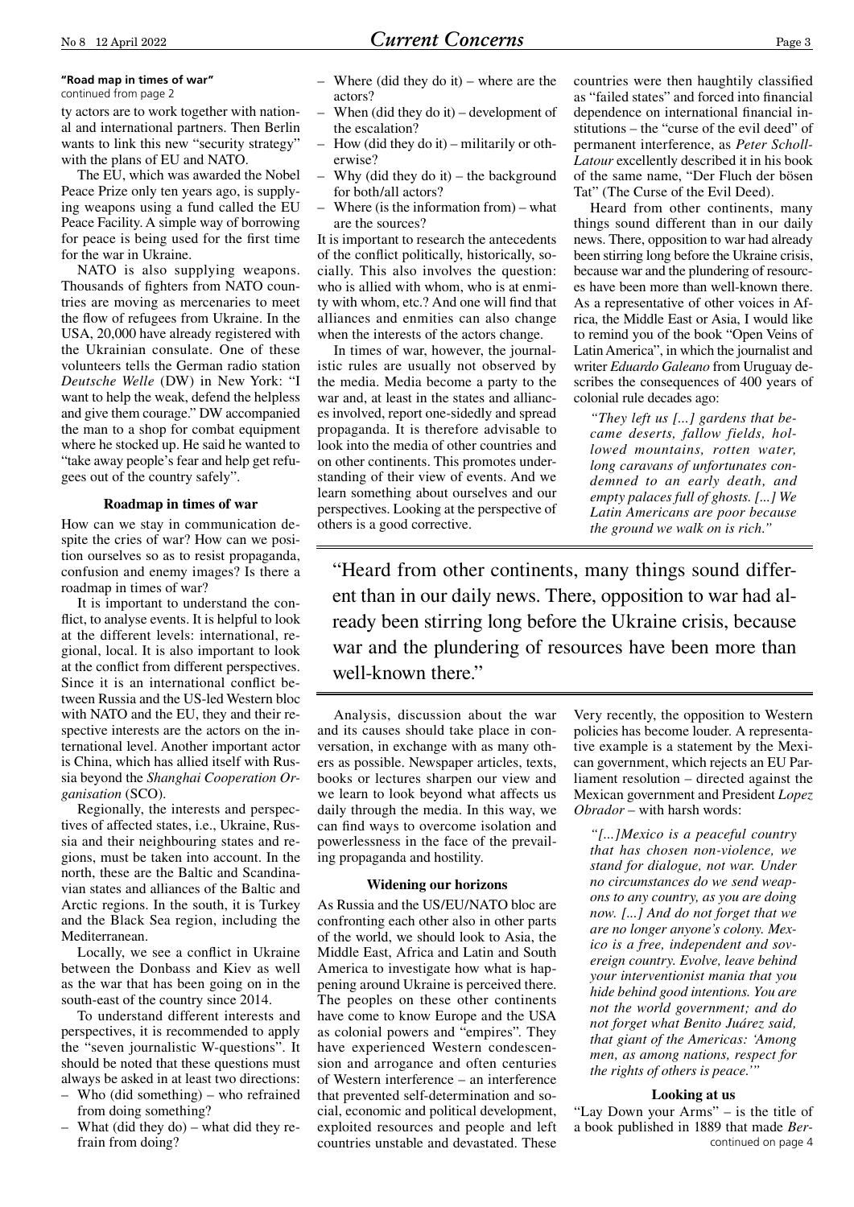**"Road map in times of war"**
continued from page 2

ty actors are to work together with national and international partners. Then Berlin wants to link this new "security strategy" with the plans of EU and NATO.

The EU, which was awarded the Nobel Peace Prize only ten years ago, is supplying weapons using a fund called the EU Peace Facility. A simple way of borrowing for peace is being used for the first time for the war in Ukraine.

NATO is also supplying weapons. Thousands of fighters from NATO countries are moving as mercenaries to meet the flow of refugees from Ukraine. In the USA, 20,000 have already registered with the Ukrainian consulate. One of these volunteers tells the German radio station *Deutsche Welle* (DW) in New York: "I want to help the weak, defend the helpless and give them courage." DW accompanied the man to a shop for combat equipment where he stocked up. He said he wanted to "take away people's fear and help get refugees out of the country safely".

### Roadmap in times of war

How can we stay in communication despite the cries of war? How can we position ourselves so as to resist propaganda, confusion and enemy images? Is there a roadmap in times of war?

It is important to understand the conflict, to analyse events. It is helpful to look at the different levels: international, regional, local. It is also important to look at the conflict from different perspectives. Since it is an international conflict between Russia and the US-led Western bloc with NATO and the EU, they and their respective interests are the actors on the international level. Another important actor is China, which has allied itself with Russia beyond the *Shanghai Cooperation Organisation* (SCO).

Regionally, the interests and perspectives of affected states, i.e., Ukraine, Russia and their neighbouring states and regions, must be taken into account. In the north, these are the Baltic and Scandinavian states and alliances of the Baltic and Arctic regions. In the south, it is Turkey and the Black Sea region, including the Mediterranean.

Locally, we see a conflict in Ukraine between the Donbass and Kiev as well as the war that has been going on in the south-east of the country since 2014.

To understand different interests and perspectives, it is recommended to apply the "seven journalistic W-questions". It should be noted that these questions must always be asked in at least two directions:

- Who (did something) – who refrained from doing something?
- What (did they do) – what did they refrain from doing?
- Where (did they do it) – where are the actors?
- When (did they do it) – development of the escalation?
- How (did they do it) – militarily or otherwise?
- Why (did they do it) – the background for both/all actors?
- Where (is the information from) – what are the sources?

It is important to research the antecedents of the conflict politically, historically, socially. This also involves the question: who is allied with whom, who is at enmity with whom, etc.? And one will find that alliances and enmities can also change when the interests of the actors change.

In times of war, however, the journalistic rules are usually not observed by the media. Media become a party to the war and, at least in the states and alliances involved, report one-sidedly and spread propaganda. It is therefore advisable to look into the media of other countries and on other continents. This promotes understanding of their view of events. And we learn something about ourselves and our perspectives. Looking at the perspective of others is a good corrective.

Analysis, discussion about the war and its causes should take place in conversation, in exchange with as many others as possible. Newspaper articles, texts, books or lectures sharpen our view and we learn to look beyond what affects us daily through the media. In this way, we can find ways to overcome isolation and powerlessness in the face of the prevailing propaganda and hostility.

### Widening our horizons

As Russia and the US/EU/NATO bloc are confronting each other also in other parts of the world, we should look to Asia, the Middle East, Africa and Latin and South America to investigate how what is happening around Ukraine is perceived there. The peoples on these other continents have come to know Europe and the USA as colonial powers and "empires". They have experienced Western condescension and arrogance and often centuries of Western interference – an interference that prevented self-determination and social, economic and political development, exploited resources and people and left countries unstable and devastated. These countries were then haughtily classified as "failed states" and forced into financial dependence on international financial institutions – the "curse of the evil deed" of permanent interference, as *Peter Scholl-Latour* excellently described it in his book of the same name, "Der Fluch der bösen Tat" (The Curse of the Evil Deed).

Heard from other continents, many things sound different than in our daily news. There, opposition to war had already been stirring long before the Ukraine crisis, because war and the plundering of resources have been more than well-known there. As a representative of other voices in Africa, the Middle East or Asia, I would like to remind you of the book "Open Veins of Latin America", in which the journalist and writer *Eduardo Galeano* from Uruguay describes the consequences of 400 years of colonial rule decades ago:

> *"They left us [...] gardens that became deserts, fallow fields, hollowed mountains, rotten water, long caravans of unfortunates condemned to an early death, and empty palaces full of ghosts. [...] We Latin Americans are poor because the ground we walk on is rich."*

> "Heard from other continents, many things sound different than in our daily news. There, opposition to war had already been stirring long before the Ukraine crisis, because war and the plundering of resources have been more than well-known there."

Very recently, the opposition to Western policies has become louder. A representative example is a statement by the Mexican government, which rejects an EU Parliament resolution – directed against the Mexican government and President *Lopez Obrador* – with harsh words:

> *"[...]Mexico is a peaceful country that has chosen non-violence, we stand for dialogue, not war. Under no circumstances do we send weapons to any country, as you are doing now. [...] And do not forget that we are no longer anyone's colony. Mexico is a free, independent and sovereign country. Evolve, leave behind your interventionist mania that you hide behind good intentions. You are not the world government; and do not forget what Benito Juárez said, that giant of the Americas: 'Among men, as among nations, respect for the rights of others is peace.'"*

### Looking at us

"Lay Down your Arms" – is the title of a book published in 1889 that made *Ber-*

continued on page 4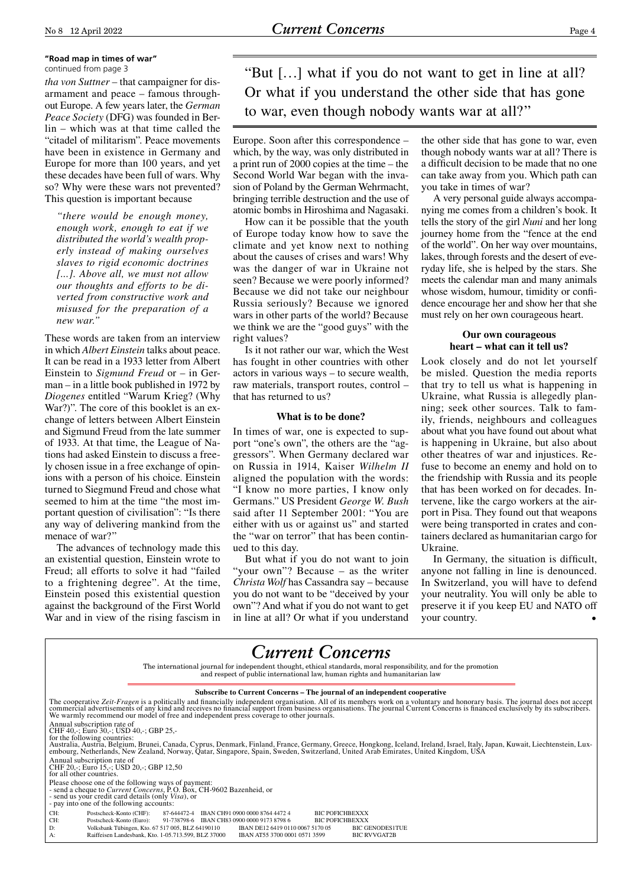**"Road map in times of war"**
continued from page 3

*tha von Suttner* – that campaigner for disarmament and peace – famous throughout Europe. A few years later, the *German Peace Society* (DFG) was founded in Berlin – which was at that time called the "citadel of militarism". Peace movements have been in existence in Germany and Europe for more than 100 years, and yet these decades have been full of wars. Why so? Why were these wars not prevented? This question is important because

> *"there would be enough money, enough work, enough to eat if we distributed the world's wealth properly instead of making ourselves slaves to rigid economic doctrines [...]. Above all, we must not allow our thoughts and efforts to be diverted from constructive work and misused for the preparation of a new war."*

These words are taken from an interview in which *Albert Einstein* talks about peace. It can be read in a 1933 letter from Albert Einstein to *Sigmund Freud* or – in German – in a little book published in 1972 by *Diogenes* entitled "Warum Krieg? (Why War?)". The core of this booklet is an exchange of letters between Albert Einstein and Sigmund Freud from the late summer of 1933. At that time, the League of Nations had asked Einstein to discuss a freely chosen issue in a free exchange of opinions with a person of his choice. Einstein turned to Siegmund Freud and chose what seemed to him at the time "the most important question of civilisation": "Is there any way of delivering mankind from the menace of war?"

The advances of technology made this an existential question, Einstein wrote to Freud; all efforts to solve it had "failed to a frightening degree". At the time, Einstein posed this existential question against the background of the First World War and in view of the rising fascism in Europe. Soon after this correspondence – which, by the way, was only distributed in a print run of 2000 copies at the time – the Second World War began with the invasion of Poland by the German Wehrmacht, bringing terrible destruction and the use of atomic bombs in Hiroshima and Nagasaki.

> "But […] what if you do not want to get in line at all? Or what if you understand the other side that has gone to war, even though nobody wants war at all?"

How can it be possible that the youth of Europe today know how to save the climate and yet know next to nothing about the causes of crises and wars! Why was the danger of war in Ukraine not seen? Because we were poorly informed? Because we did not take our neighbour Russia seriously? Because we ignored wars in other parts of the world? Because we think we are the "good guys" with the right values?

Is it not rather our war, which the West has fought in other countries with other actors in various ways – to secure wealth, raw materials, transport routes, control – that has returned to us?

### What is to be done?

In times of war, one is expected to support "one's own", the others are the "aggressors". When Germany declared war on Russia in 1914, Kaiser *Wilhelm II* aligned the population with the words: "I know no more parties, I know only Germans." US President *George W. Bush* said after 11 September 2001: "You are either with us or against us" and started the "war on terror" that has been continued to this day.

But what if you do not want to join "your own"? Because – as the writer *Christa Wolf* has Cassandra say – because you do not want to be "deceived by your own"? And what if you do not want to get in line at all? Or what if you understand the other side that has gone to war, even though nobody wants war at all? There is a difficult decision to be made that no one can take away from you. Which path can you take in times of war?

A very personal guide always accompanying me comes from a children's book. It tells the story of the girl *Nuni* and her long journey home from the "fence at the end of the world". On her way over mountains, lakes, through forests and the desert of everyday life, she is helped by the stars. She meets the calendar man and many animals whose wisdom, humour, timidity or confidence encourage her and show her that she must rely on her own courageous heart.

### Our own courageous heart – what can it tell us?

Look closely and do not let yourself be misled. Question the media reports that try to tell us what is happening in Ukraine, what Russia is allegedly planning; seek other sources. Talk to family, friends, neighbours and colleagues about what you have found out about what is happening in Ukraine, but also about other theatres of war and injustices. Refuse to become an enemy and hold on to the friendship with Russia and its people that has been worked on for decades. Intervene, like the cargo workers at the airport in Pisa. They found out that weapons were being transported in crates and containers declared as humanitarian cargo for Ukraine.

In Germany, the situation is difficult, anyone not falling in line is denounced. In Switzerland, you will have to defend your neutrality. You will only be able to preserve it if you keep EU and NATO off your country. •

---

# *Current Concerns*

The international journal for independent thought, ethical standards, moral responsibility, and for the promotion and respect of public international law, human rights and humanitarian law

**Subscribe to Current Concerns – The journal of an independent cooperative**

The cooperative *Zeit-Fragen* is a politically and financially independent organisation. All of its members work on a voluntary and honorary basis. The journal does not accept commercial advertisements of any kind and receives no financial support from business organisations. The journal Current Concerns is financed exclusively by its subscribers. We warmly recommend our model of free and independent press coverage to other journals.

Annual subscription rate of
CHF 40,-; Euro 30,-; USD 40,-; GBP 25,-
for the following countries:
Australia, Austria, Belgium, Brunei, Canada, Cyprus, Denmark, Finland, France, Germany, Greece, Hongkong, Iceland, Ireland, Israel, Italy, Japan, Kuwait, Liechtenstein, Luxembourg, Netherlands, New Zealand, Norway, Qatar, Singapore, Spain, Sweden, Switzerland, United Arab Emirates, United Kingdom, USA

Annual subscription rate of
CHF 20,-; Euro 15,-; USD 20,-; GBP 12,50
for all other countries.

Please choose one of the following ways of payment:
- send a cheque to *Current Concerns*, P.O. Box, CH-9602 Bazenheid, or
- send us your credit card details (only *Visa*), or
- pay into one of the following accounts:

| | | | |
|---|---|---|---|
| CH: | Postscheck-Konto (CHF): 87-644472-4 | IBAN CH91 0900 0000 8764 4472 4 | BIC POFICHBEXXX |
| CH: | Postscheck-Konto (Euro): 91-738798-6 | IBAN CH83 0900 0000 9173 8798 6 | BIC POFICHBEXXX |
| D: | Volksbank Tübingen, Kto. 67 517 005, BLZ 64190110 | IBAN DE12 6419 0110 0067 5170 05 | BIC GENODES1TUE |
| A: | Raiffeisen Landesbank, Kto. 1-05.713.599, BLZ 37000 | IBAN AT55 3700 0001 0571 3599 | BIC RVVGAT2B |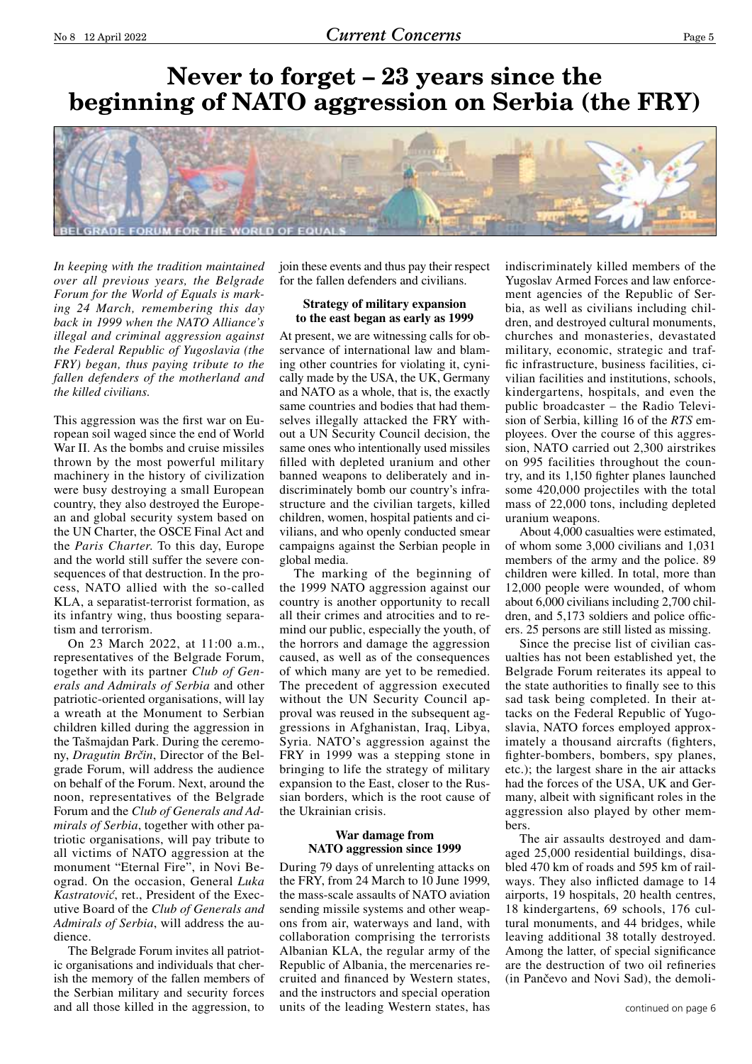# Never to forget – 23 years since the beginning of NATO aggression on Serbia (the FRY)

*In keeping with the tradition maintained over all previous years, the Belgrade Forum for the World of Equals is marking 24 March, remembering this day back in 1999 when the NATO Alliance's illegal and criminal aggression against the Federal Republic of Yugoslavia (the FRY) began, thus paying tribute to the fallen defenders of the motherland and the killed civilians.*

This aggression was the first war on European soil waged since the end of World War II. As the bombs and cruise missiles thrown by the most powerful military machinery in the history of civilization were busy destroying a small European country, they also destroyed the European and global security system based on the UN Charter, the OSCE Final Act and the *Paris Charter*. To this day, Europe and the world still suffer the severe consequences of that destruction. In the process, NATO allied with the so-called KLA, a separatist-terrorist formation, as its infantry wing, thus boosting separatism and terrorism.

On 23 March 2022, at 11:00 a.m., representatives of the Belgrade Forum, together with its partner *Club of Generals and Admirals of Serbia* and other patriotic-oriented organisations, will lay a wreath at the Monument to Serbian children killed during the aggression in the Tašmajdan Park. During the ceremony, *Dragutin Brčin*, Director of the Belgrade Forum, will address the audience on behalf of the Forum. Next, around the noon, representatives of the Belgrade Forum and the *Club of Generals and Admirals of Serbia*, together with other patriotic organisations, will pay tribute to all victims of NATO aggression at the monument "Eternal Fire", in Novi Beograd. On the occasion, General *Luka Kastratović*, ret., President of the Executive Board of the *Club of Generals and Admirals of Serbia*, will address the audience.

The Belgrade Forum invites all patriotic organisations and individuals that cherish the memory of the fallen members of the Serbian military and security forces and all those killed in the aggression, to join these events and thus pay their respect for the fallen defenders and civilians.

### Strategy of military expansion to the east began as early as 1999

At present, we are witnessing calls for observance of international law and blaming other countries for violating it, cynically made by the USA, the UK, Germany and NATO as a whole, that is, the exactly same countries and bodies that had themselves illegally attacked the FRY without a UN Security Council decision, the same ones who intentionally used missiles filled with depleted uranium and other banned weapons to deliberately and indiscriminately bomb our country's infrastructure and the civilian targets, killed children, women, hospital patients and civilians, and who openly conducted smear campaigns against the Serbian people in global media.

The marking of the beginning of the 1999 NATO aggression against our country is another opportunity to recall all their crimes and atrocities and to remind our public, especially the youth, of the horrors and damage the aggression caused, as well as of the consequences of which many are yet to be remedied. The precedent of aggression executed without the UN Security Council approval was reused in the subsequent aggressions in Afghanistan, Iraq, Libya, Syria. NATO's aggression against the FRY in 1999 was a stepping stone in bringing to life the strategy of military expansion to the East, closer to the Russian borders, which is the root cause of the Ukrainian crisis.

### War damage from NATO aggression since 1999

During 79 days of unrelenting attacks on the FRY, from 24 March to 10 June 1999, the mass-scale assaults of NATO aviation sending missile systems and other weapons from air, waterways and land, with collaboration comprising the terrorists Albanian KLA, the regular army of the Republic of Albania, the mercenaries recruited and financed by Western states, and the instructors and special operation units of the leading Western states, has indiscriminately killed members of the Yugoslav Armed Forces and law enforcement agencies of the Republic of Serbia, as well as civilians including children, and destroyed cultural monuments, churches and monasteries, devastated military, economic, strategic and traffic infrastructure, business facilities, civilian facilities and institutions, schools, kindergartens, hospitals, and even the public broadcaster – the Radio Television of Serbia, killing 16 of the *RTS* employees. Over the course of this aggression, NATO carried out 2,300 airstrikes on 995 facilities throughout the country, and its 1,150 fighter planes launched some 420,000 projectiles with the total mass of 22,000 tons, including depleted uranium weapons.

About 4,000 casualties were estimated, of whom some 3,000 civilians and 1,031 members of the army and the police. 89 children were killed. In total, more than 12,000 people were wounded, of whom about 6,000 civilians including 2,700 children, and 5,173 soldiers and police officers. 25 persons are still listed as missing.

Since the precise list of civilian casualties has not been established yet, the Belgrade Forum reiterates its appeal to the state authorities to finally see to this sad task being completed. In their attacks on the Federal Republic of Yugoslavia, NATO forces employed approximately a thousand aircrafts (fighters, fighter-bombers, bombers, spy planes, etc.); the largest share in the air attacks had the forces of the USA, UK and Germany, albeit with significant roles in the aggression also played by other members.

The air assaults destroyed and damaged 25,000 residential buildings, disabled 470 km of roads and 595 km of railways. They also inflicted damage to 14 airports, 19 hospitals, 20 health centres, 18 kindergartens, 69 schools, 176 cultural monuments, and 44 bridges, while leaving additional 38 totally destroyed. Among the latter, of special significance are the destruction of two oil refineries (in Pančevo and Novi Sad), the demoli-

continued on page 6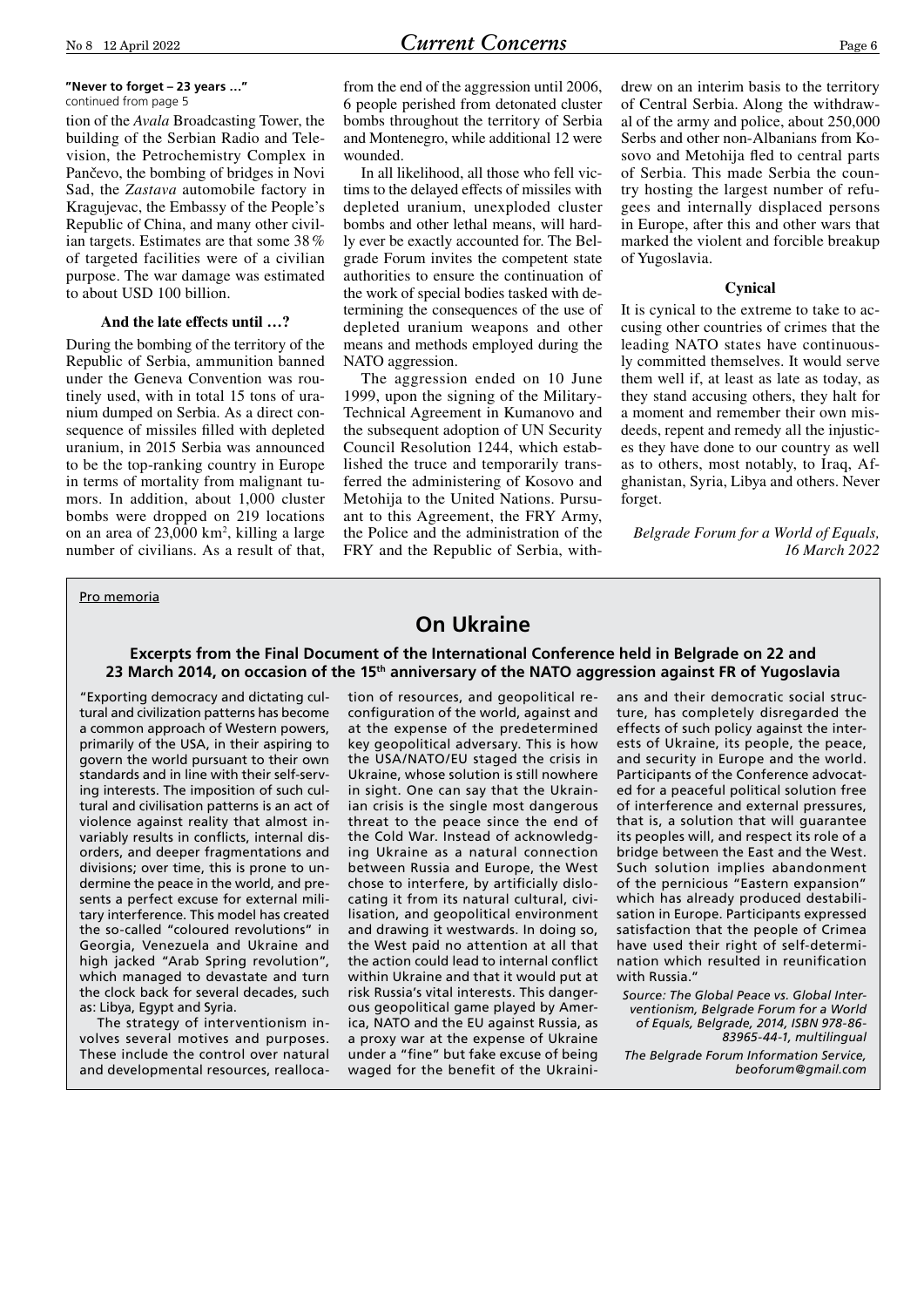**"Never to forget – 23 years …"**
continued from page 5

tion of the *Avala* Broadcasting Tower, the building of the Serbian Radio and Television, the Petrochemistry Complex in Pančevo, the bombing of bridges in Novi Sad, the *Zastava* automobile factory in Kragujevac, the Embassy of the People's Republic of China, and many other civilian targets. Estimates are that some 38% of targeted facilities were of a civilian purpose. The war damage was estimated to about USD 100 billion.

### And the late effects until …?

During the bombing of the territory of the Republic of Serbia, ammunition banned under the Geneva Convention was routinely used, with in total 15 tons of uranium dumped on Serbia. As a direct consequence of missiles filled with depleted uranium, in 2015 Serbia was announced to be the top-ranking country in Europe in terms of mortality from malignant tumors. In addition, about 1,000 cluster bombs were dropped on 219 locations on an area of 23,000 km$^2$, killing a large number of civilians. As a result of that, from the end of the aggression until 2006, 6 people perished from detonated cluster bombs throughout the territory of Serbia and Montenegro, while additional 12 were wounded.

In all likelihood, all those who fell victims to the delayed effects of missiles with depleted uranium, unexploded cluster bombs and other lethal means, will hardly ever be exactly accounted for. The Belgrade Forum invites the competent state authorities to ensure the continuation of the work of special bodies tasked with determining the consequences of the use of depleted uranium weapons and other means and methods employed during the NATO aggression.

The aggression ended on 10 June 1999, upon the signing of the Military-Technical Agreement in Kumanovo and the subsequent adoption of UN Security Council Resolution 1244, which established the truce and temporarily transferred the administering of Kosovo and Metohija to the United Nations. Pursuant to this Agreement, the FRY Army, the Police and the administration of the FRY and the Republic of Serbia, withdrew on an interim basis to the territory of Central Serbia. Along the withdrawal of the army and police, about 250,000 Serbs and other non-Albanians from Kosovo and Metohija fled to central parts of Serbia. This made Serbia the country hosting the largest number of refugees and internally displaced persons in Europe, after this and other wars that marked the violent and forcible breakup of Yugoslavia.

### Cynical

It is cynical to the extreme to take to accusing other countries of crimes that the leading NATO states have continuously committed themselves. It would serve them well if, at least as late as today, as they stand accusing others, they halt for a moment and remember their own misdeeds, repent and remedy all the injustices they have done to our country as well as to others, most notably, to Iraq, Afghanistan, Syria, Libya and others. Never forget.

*Belgrade Forum for a World of Equals, 16 March 2022*

---

Pro memoria

## On Ukraine

### Excerpts from the Final Document of the International Conference held in Belgrade on 22 and 23 March 2014, on occasion of the 15th anniversary of the NATO aggression against FR of Yugoslavia

"Exporting democracy and dictating cultural and civilization patterns has become a common approach of Western powers, primarily of the USA, in their aspiring to govern the world pursuant to their own standards and in line with their self-serving interests. The imposition of such cultural and civilisation patterns is an act of violence against reality that almost invariably results in conflicts, internal disorders, and deeper fragmentations and divisions; over time, this is prone to undermine the peace in the world, and presents a perfect excuse for external military interference. This model has created the so-called "coloured revolutions" in Georgia, Venezuela and Ukraine and high jacked "Arab Spring revolution", which managed to devastate and turn the clock back for several decades, such as: Libya, Egypt and Syria.

The strategy of interventionism involves several motives and purposes. These include the control over natural and developmental resources, reallocation of resources, and geopolitical reconfiguration of the world, against and at the expense of the predetermined key geopolitical adversary. This is how the USA/NATO/EU staged the crisis in Ukraine, whose solution is still nowhere in sight. One can say that the Ukrainian crisis is the single most dangerous threat to the peace since the end of the Cold War. Instead of acknowledging Ukraine as a natural connection between Russia and Europe, the West chose to interfere, by artificially dislocating it from its natural cultural, civilisation, and geopolitical environment and drawing it westwards. In doing so, the West paid no attention at all that the action could lead to internal conflict within Ukraine and that it would put at risk Russia's vital interests. This dangerous geopolitical game played by America, NATO and the EU against Russia, as a proxy war at the expense of Ukraine under a "fine" but fake excuse of being waged for the benefit of the Ukrainians and their democratic social structure, has completely disregarded the effects of such policy against the interests of Ukraine, its people, the peace, and security in Europe and the world. Participants of the Conference advocated for a peaceful political solution free of interference and external pressures, that is, a solution that will guarantee its peoples will, and respect its role of a bridge between the East and the West. Such solution implies abandonment of the pernicious "Eastern expansion" which has already produced destabilisation in Europe. Participants expressed satisfaction that the people of Crimea have used their right of self-determination which resulted in reunification with Russia."

*Source: The Global Peace vs. Global Interventionism, Belgrade Forum for a World of Equals, Belgrade, 2014, ISBN 978-86-83965-44-1, multilingual*

*The Belgrade Forum Information Service, beoforum@gmail.com*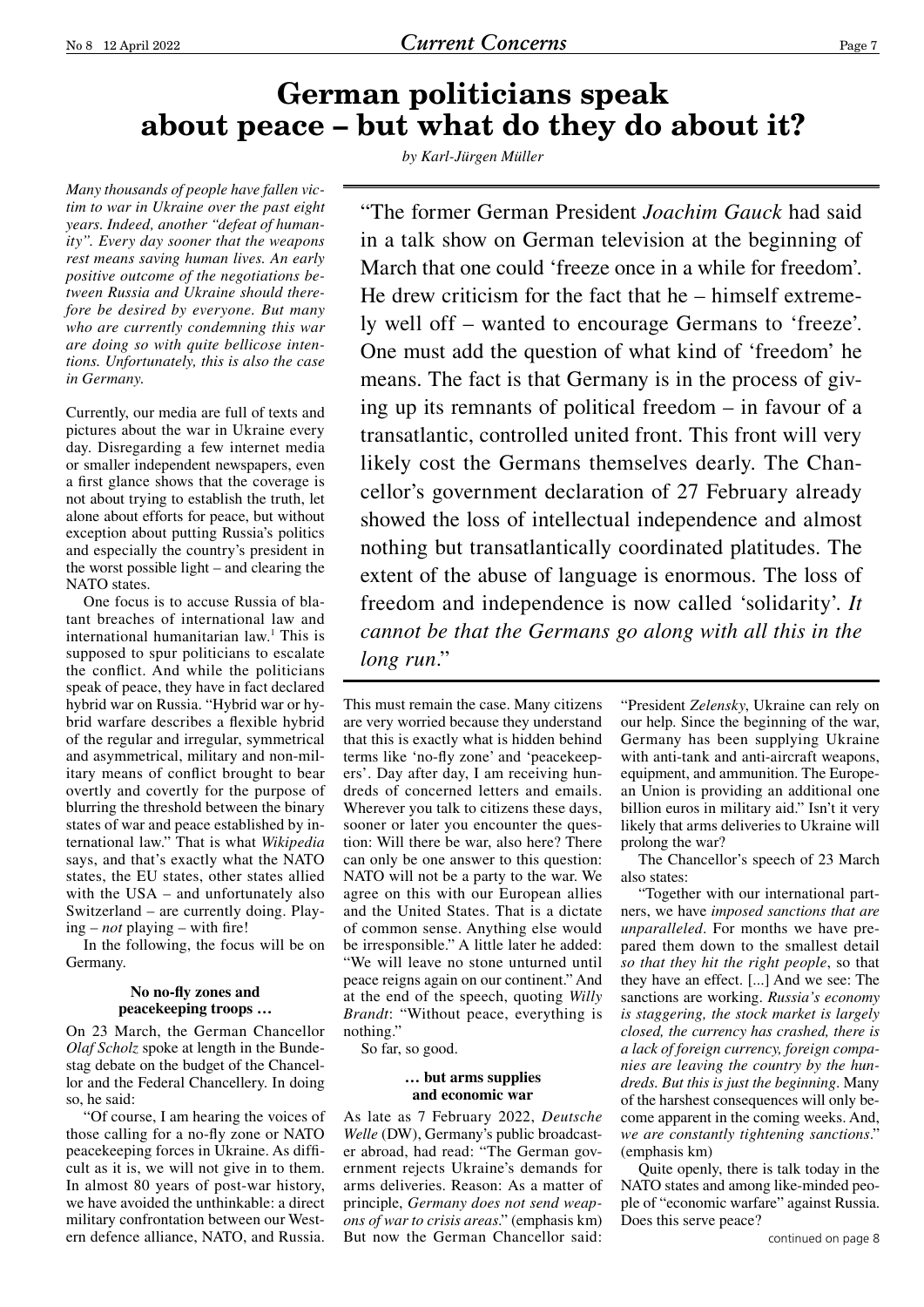# German politicians speak about peace – but what do they do about it?

*by Karl-Jürgen Müller*

*Many thousands of people have fallen victim to war in Ukraine over the past eight years. Indeed, another "defeat of humanity". Every day sooner that the weapons rest means saving human lives. An early positive outcome of the negotiations between Russia and Ukraine should therefore be desired by everyone. But many who are currently condemning this war are doing so with quite bellicose intentions. Unfortunately, this is also the case in Germany.*

Currently, our media are full of texts and pictures about the war in Ukraine every day. Disregarding a few internet media or smaller independent newspapers, even a first glance shows that the coverage is not about trying to establish the truth, let alone about efforts for peace, but without exception about putting Russia's politics and especially the country's president in the worst possible light – and clearing the NATO states.

One focus is to accuse Russia of blatant breaches of international law and international humanitarian law.[1] This is supposed to spur politicians to escalate the conflict. And while the politicians speak of peace, they have in fact declared hybrid war on Russia. "Hybrid war or hybrid warfare describes a flexible hybrid of the regular and irregular, symmetrical and asymmetrical, military and non-military means of conflict brought to bear overtly and covertly for the purpose of blurring the threshold between the binary states of war and peace established by international law." That is what *Wikipedia* says, and that's exactly what the NATO states, the EU states, other states allied with the USA – and unfortunately also Switzerland – are currently doing. Playing – *not* playing – with fire!

In the following, the focus will be on Germany.

### No no-fly zones and peacekeeping troops …

On 23 March, the German Chancellor *Olaf Scholz* spoke at length in the Bundestag debate on the budget of the Chancellor and the Federal Chancellery. In doing so, he said:

"Of course, I am hearing the voices of those calling for a no-fly zone or NATO peacekeeping forces in Ukraine. As difficult as it is, we will not give in to them. In almost 80 years of post-war history, we have avoided the unthinkable: a direct military confrontation between our Western defence alliance, NATO, and Russia. This must remain the case. Many citizens are very worried because they understand that this is exactly what is hidden behind terms like 'no-fly zone' and 'peacekeepers'. Day after day, I am receiving hundreds of concerned letters and emails. Wherever you talk to citizens these days, sooner or later you encounter the question: Will there be war, also here? There can only be one answer to this question: NATO will not be a party to the war. We agree on this with our European allies and the United States. That is a dictate of common sense. Anything else would be irresponsible." A little later he added: "We will leave no stone unturned until peace reigns again on our continent." And at the end of the speech, quoting *Willy Brandt*: "Without peace, everything is nothing."

So far, so good.

> "The former German President *Joachim Gauck* had said in a talk show on German television at the beginning of March that one could 'freeze once in a while for freedom'. He drew criticism for the fact that he – himself extremely well off – wanted to encourage Germans to 'freeze'. One must add the question of what kind of 'freedom' he means. The fact is that Germany is in the process of giving up its remnants of political freedom – in favour of a transatlantic, controlled united front. This front will very likely cost the Germans themselves dearly. The Chancellor's government declaration of 27 February already showed the loss of intellectual independence and almost nothing but transatlantically coordinated platitudes. The extent of the abuse of language is enormous. The loss of freedom and independence is now called 'solidarity'. *It cannot be that the Germans go along with all this in the long run*."

### … but arms supplies and economic war

As late as 7 February 2022, *Deutsche Welle* (DW), Germany's public broadcaster abroad, had read: "The German government rejects Ukraine's demands for arms deliveries. Reason: As a matter of principle, *Germany does not send weapons of war to crisis areas*." (emphasis km) But now the German Chancellor said: "President *Zelensky*, Ukraine can rely on our help. Since the beginning of the war, Germany has been supplying Ukraine with anti-tank and anti-aircraft weapons, equipment, and ammunition. The European Union is providing an additional one billion euros in military aid." Isn't it very likely that arms deliveries to Ukraine will prolong the war?

The Chancellor's speech of 23 March also states:

"Together with our international partners, we have *imposed sanctions that are unparalleled*. For months we have prepared them down to the smallest detail *so that they hit the right people*, so that they have an effect. [...] And we see: The sanctions are working. *Russia's economy is staggering, the stock market is largely closed, the currency has crashed, there is a lack of foreign currency, foreign companies are leaving the country by the hundreds. But this is just the beginning*. Many of the harshest consequences will only become apparent in the coming weeks. And, *we are constantly tightening sanctions*." (emphasis km)

Quite openly, there is talk today in the NATO states and among like-minded people of "economic warfare" against Russia. Does this serve peace?

continued on page 8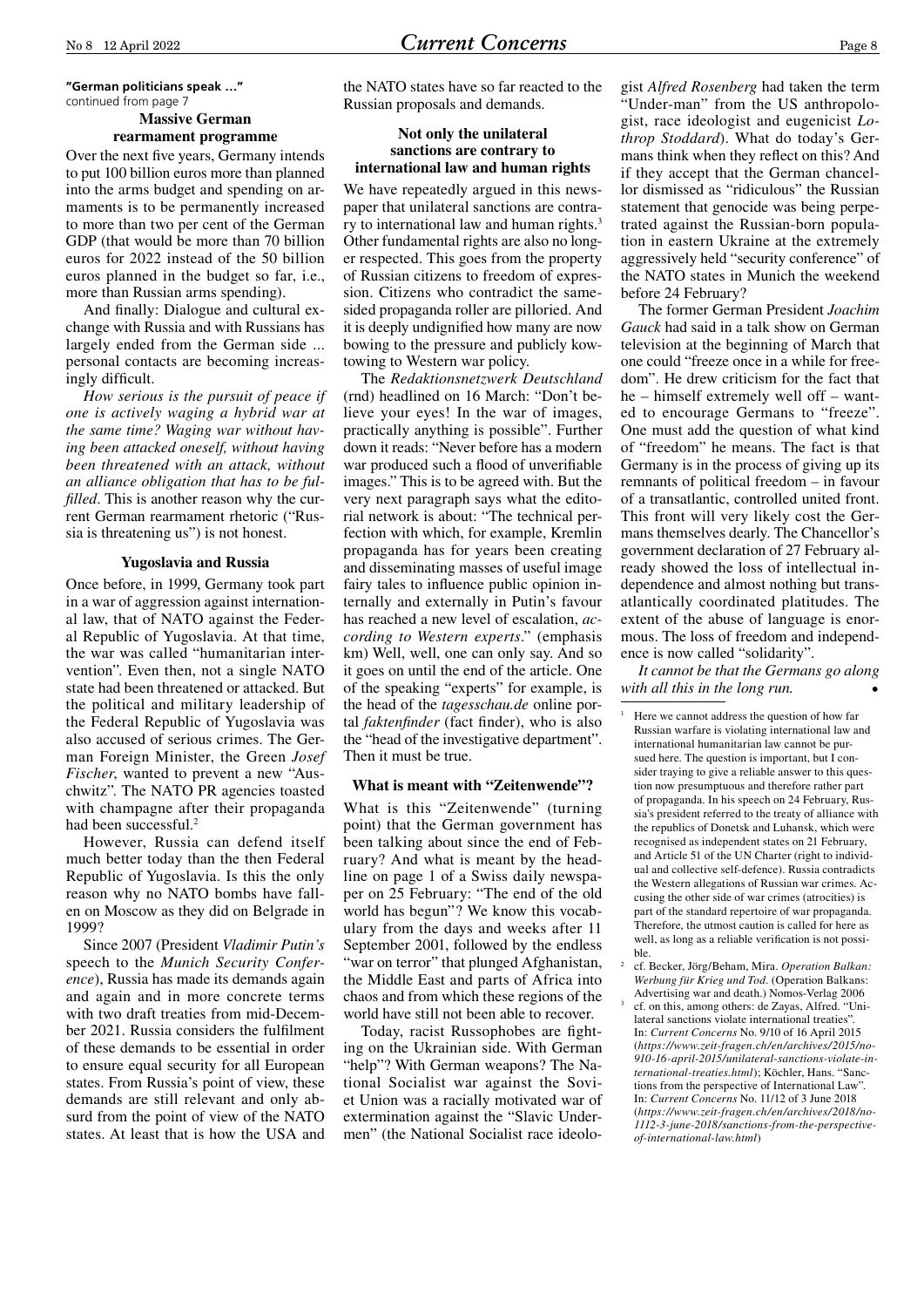**"German politicians speak …"**
continued from page 7

### Massive German rearmament programme

Over the next five years, Germany intends to put 100 billion euros more than planned into the arms budget and spending on armaments is to be permanently increased to more than two per cent of the German GDP (that would be more than 70 billion euros for 2022 instead of the 50 billion euros planned in the budget so far, i.e., more than Russian arms spending).

And finally: Dialogue and cultural exchange with Russia and with Russians has largely ended from the German side ... personal contacts are becoming increasingly difficult.

*How serious is the pursuit of peace if one is actively waging a hybrid war at the same time? Waging war without having been attacked oneself, without having been threatened with an attack, without an alliance obligation that has to be fulfilled*. This is another reason why the current German rearmament rhetoric ("Russia is threatening us") is not honest.

### Yugoslavia and Russia

Once before, in 1999, Germany took part in a war of aggression against international law, that of NATO against the Federal Republic of Yugoslavia. At that time, the war was called "humanitarian intervention". Even then, not a single NATO state had been threatened or attacked. But the political and military leadership of the Federal Republic of Yugoslavia was also accused of serious crimes. The German Foreign Minister, the Green *Josef Fischer*, wanted to prevent a new "Auschwitz". The NATO PR agencies toasted with champagne after their propaganda had been successful.[2]

However, Russia can defend itself much better today than the then Federal Republic of Yugoslavia. Is this the only reason why no NATO bombs have fallen on Moscow as they did on Belgrade in 1999?

Since 2007 (President *Vladimir Putin's* speech to the *Munich Security Conference*), Russia has made its demands again and again and in more concrete terms with two draft treaties from mid-December 2021. Russia considers the fulfilment of these demands to be essential in order to ensure equal security for all European states. From Russia's point of view, these demands are still relevant and only absurd from the point of view of the NATO states. At least that is how the USA and the NATO states have so far reacted to the Russian proposals and demands.

### Not only the unilateral sanctions are contrary to international law and human rights

We have repeatedly argued in this newspaper that unilateral sanctions are contrary to international law and human rights.[3] Other fundamental rights are also no longer respected. This goes from the property of Russian citizens to freedom of expression. Citizens who contradict the same-sided propaganda roller are pilloried. And it is deeply undignified how many are now bowing to the pressure and publicly kowtowing to Western war policy.

The *Redaktionsnetzwerk Deutschland* (rnd) headlined on 16 March: "Don't believe your eyes! In the war of images, practically anything is possible". Further down it reads: "Never before has a modern war produced such a flood of unverifiable images." This is to be agreed with. But the very next paragraph says what the editorial network is about: "The technical perfection with which, for example, Kremlin propaganda has for years been creating and disseminating masses of useful image fairy tales to influence public opinion internally and externally in Putin's favour has reached a new level of escalation, *according to Western experts*." (emphasis km) Well, well, one can only say. And so it goes on until the end of the article. One of the speaking "experts" for example, is the head of the *tagesschau.de* online portal *faktenfinder* (fact finder), who is also the "head of the investigative department". Then it must be true.

### What is meant with "Zeitenwende"?

What is this "Zeitenwende" (turning point) that the German government has been talking about since the end of February? And what is meant by the headline on page 1 of a Swiss daily newspaper on 25 February: "The end of the old world has begun"? We know this vocabulary from the days and weeks after 11 September 2001, followed by the endless "war on terror" that plunged Afghanistan, the Middle East and parts of Africa into chaos and from which these regions of the world have still not been able to recover.

Today, racist Russophobes are fighting on the Ukrainian side. With German "help"? With German weapons? The National Socialist war against the Soviet Union was a racially motivated war of extermination against the "Slavic Undermen" (the National Socialist race ideologist *Alfred Rosenberg* had taken the term "Under-man" from the US anthropologist, race ideologist and eugenicist *Lothrop Stoddard*). What do today's Germans think when they reflect on this? And if they accept that the German chancellor dismissed as "ridiculous" the Russian statement that genocide was being perpetrated against the Russian-born population in eastern Ukraine at the extremely aggressively held "security conference" of the NATO states in Munich the weekend before 24 February?

The former German President *Joachim Gauck* had said in a talk show on German television at the beginning of March that one could "freeze once in a while for freedom". He drew criticism for the fact that he – himself extremely well off – wanted to encourage Germans to "freeze". One must add the question of what kind of "freedom" he means. The fact is that Germany is in the process of giving up its remnants of political freedom – in favour of a transatlantic, controlled united front. This front will very likely cost the Germans themselves dearly. The Chancellor's government declaration of 27 February already showed the loss of intellectual independence and almost nothing but transatlantically coordinated platitudes. The extent of the abuse of language is enormous. The loss of freedom and independence is now called "solidarity".

*It cannot be that the Germans go along with all this in the long run.* •

---

[1] Here we cannot address the question of how far Russian warfare is violating international law and international humanitarian law cannot be pursued here. The question is important, but I consider traying to give a reliable answer to this question now presumptuous and therefore rather part of propaganda. In his speech on 24 February, Russia's president referred to the treaty of alliance with the republics of Donetsk and Luhansk, which were recognised as independent states on 21 February, and Article 51 of the UN Charter (right to individual and collective self-defence). Russia contradicts the Western allegations of Russian war crimes. Accusing the other side of war crimes (atrocities) is part of the standard repertoire of war propaganda. Therefore, the utmost caution is called for here as well, as long as a reliable verification is not possible.

[2] cf. Becker, Jörg/Beham, Mira. *Operation Balkan: Werbung für Krieg und Tod*. (Operation Balkans: Advertising war and death.) Nomos-Verlag 2006

[3] cf. on this, among others: de Zayas, Alfred. "Unilateral sanctions violate international treaties". In: *Current Concerns* No. 9/10 of 16 April 2015 (*https://www.zeit-fragen.ch/en/archives/2015/no-910-16-april-2015/unilateral-sanctions-violate-international-treaties.html*); Köchler, Hans. "Sanctions from the perspective of International Law". In: *Current Concerns* No. 11/12 of 3 June 2018 (*https://www.zeit-fragen.ch/en/archives/2018/no-1112-3-june-2018/sanctions-from-the-perspective-of-international-law.html*)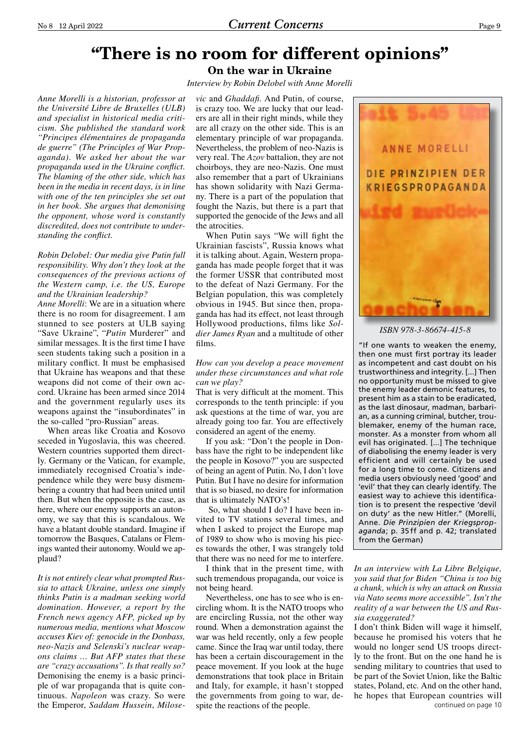# "There is no room for different opinions"

## On the war in Ukraine

*Interview by Robin Delobel with Anne Morelli*

*Anne Morelli is a historian, professor at the Université Libre de Bruxelles (ULB) and specialist in historical media criticism. She published the standard work "Principes élémentaires de propagande de guerre" (The Principles of War Propaganda). We asked her about the war propaganda used in the Ukraine conflict. The blaming of the other side, which has been in the media in recent days, is in line with one of the ten principles she set out in her book. She argues that demonising the opponent, whose word is constantly discredited, does not contribute to understanding the conflict.*

*Robin Delobel: Our media give Putin full responsibility. Why don't they look at the consequences of the previous actions of the Western camp, i.e. the US, Europe and the Ukrainian leadership?*

**Anne Morelli**: We are in a situation where there is no room for disagreement. I am stunned to see posters at ULB saying "Save Ukraine", "*Putin* Murderer" and similar messages. It is the first time I have seen students taking such a position in a military conflict. It must be emphasised that Ukraine has weapons and that these weapons did not come of their own accord. Ukraine has been armed since 2014 and the government regularly uses its weapons against the "insubordinates" in the so-called "pro-Russian" areas.

When areas like Croatia and Kosovo seceded in Yugoslavia, this was cheered. Western countries supported them directly. Germany or the Vatican, for example, immediately recognised Croatia's independence while they were busy dismembering a country that had been united until then. But when the opposite is the case, as here, where our enemy supports an autonomy, we say that this is scandalous. We have a blatant double standard. Imagine if tomorrow the Basques, Catalans or Flemings wanted their autonomy. Would we applaud?

*It is not entirely clear what prompted Russia to attack Ukraine, unless one simply thinks Putin is a madman seeking world domination. However, a report by the French news agency AFP, picked up by numerous media, mentions what Moscow accuses Kiev of: genocide in the Donbass, neo-Nazis and Selenski's nuclear weapons claims … But AFP states that these are "crazy accusations". Is that really so?*

Demonising the enemy is a basic principle of war propaganda that is quite continuous. *Napoleon* was crazy. So were the Emperor, *Saddam Hussein*, *Milosevic* and *Ghaddafi*. And Putin, of course, is crazy too. We are lucky that our leaders are all in their right minds, while they are all crazy on the other side. This is an elementary principle of war propaganda. Nevertheless, the problem of neo-Nazis is very real. The *Azov* battalion, they are not choirboys, they are neo-Nazis. One must also remember that a part of Ukrainians has shown solidarity with Nazi Germany. There is a part of the population that fought the Nazis, but there is a part that supported the genocide of the Jews and all the atrocities.

When Putin says "We will fight the Ukrainian fascists", Russia knows what it is talking about. Again, Western propaganda has made people forget that it was the former USSR that contributed most to the defeat of Nazi Germany. For the Belgian population, this was completely obvious in 1945. But since then, propaganda has had its effect, not least through Hollywood productions, films like *Soldier James Ryan* and a multitude of other films.

*How can you develop a peace movement under these circumstances and what role can we play?*

That is very difficult at the moment. This corresponds to the tenth principle: if you ask questions at the time of war, you are already going too far. You are effectively considered an agent of the enemy.

If you ask: "Don't the people in Donbass have the right to be independent like the people in Kosovo?" you are suspected of being an agent of Putin. No, I don't love Putin. But I have no desire for information that is so biased, no desire for information that is ultimately NATO's!

So, what should I do? I have been invited to TV stations several times, and when I asked to project the Europe map of 1989 to show who is moving his pieces towards the other, I was strangely told that there was no need for me to interfere.

I think that in the present time, with such tremendous propaganda, our voice is not being heard.

Nevertheless, one has to see who is encircling whom. It is the NATO troops who are encircling Russia, not the other way round. When a demonstration against the war was held recently, only a few people came. Since the Iraq war until today, there has been a certain discouragement in the peace movement. If you look at the huge demonstrations that took place in Britain and Italy, for example, it hasn't stopped the governments from going to war, despite the reactions of the people.

*ISBN 978-3-86674-415-8*

"If one wants to weaken the enemy, then one must first portray its leader as incompetent and cast doubt on his trustworthiness and integrity. […] Then no opportunity must be missed to give the enemy leader demonic features, to present him as a stain to be eradicated, as the last dinosaur, madman, barbarian, as a cunning criminal, butcher, troublemaker, enemy of the human race, monster. As a monster from whom all evil has originated. […] The technique of diabolising the enemy leader is very efficient and will certainly be used for a long time to come. Citizens and media users obviously need 'good' and 'evil' that they can clearly identify. The easiest way to achieve this identification is to present the respective 'devil on duty' as the new Hitler." (Morelli, Anne. *Die Prinzipien der Kriegspropaganda*; p. 35ff and p. 42; translated from the German)

*In an interview with La Libre Belgique, you said that for Biden "China is too big a chunk, which is why an attack on Russia via Nato seems more accessible". Isn't the reality of a war between the US and Russia exaggerated?*

I don't think Biden will wage it himself, because he promised his voters that he would no longer send US troops directly to the front. But on the one hand he is sending military to countries that used to be part of the Soviet Union, like the Baltic states, Poland, etc. And on the other hand, he hopes that European countries will

continued on page 10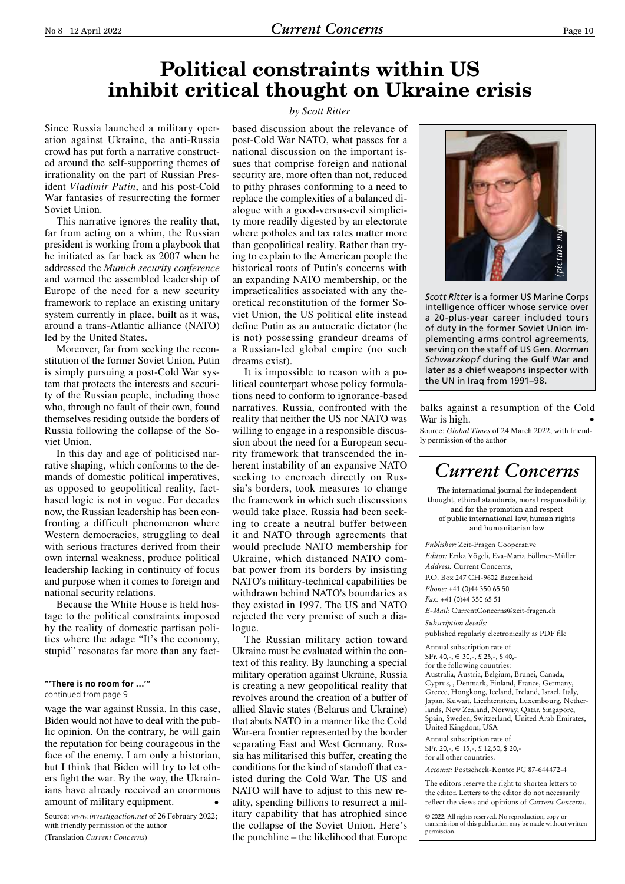# Political constraints within US inhibit critical thought on Ukraine crisis

*by Scott Ritter*

Since Russia launched a military operation against Ukraine, the anti-Russia crowd has put forth a narrative constructed around the self-supporting themes of irrationality on the part of Russian President *Vladimir Putin*, and his post-Cold War fantasies of resurrecting the former Soviet Union.

This narrative ignores the reality that, far from acting on a whim, the Russian president is working from a playbook that he initiated as far back as 2007 when he addressed the *Munich security conference* and warned the assembled leadership of Europe of the need for a new security framework to replace an existing unitary system currently in place, built as it was, around a trans-Atlantic alliance (NATO) led by the United States.

Moreover, far from seeking the reconstitution of the former Soviet Union, Putin is simply pursuing a post-Cold War system that protects the interests and security of the Russian people, including those who, through no fault of their own, found themselves residing outside the borders of Russia following the collapse of the Soviet Union.

In this day and age of politicised narrative shaping, which conforms to the demands of domestic political imperatives, as opposed to geopolitical reality, fact-based logic is not in vogue. For decades now, the Russian leadership has been confronting a difficult phenomenon where Western democracies, struggling to deal with serious fractures derived from their own internal weakness, produce political leadership lacking in continuity of focus and purpose when it comes to foreign and national security relations.

Because the White House is held hostage to the political constraints imposed by the reality of domestic partisan politics where the adage "It's the economy, stupid" resonates far more than any fact-based discussion about the relevance of post-Cold War NATO, what passes for a national discussion on the important issues that comprise foreign and national security are, more often than not, reduced to pithy phrases conforming to a need to replace the complexities of a balanced dialogue with a good-versus-evil simplicity more readily digested by an electorate where potholes and tax rates matter more than geopolitical reality. Rather than trying to explain to the American people the historical roots of Putin's concerns with an expanding NATO membership, or the impracticalities associated with any theoretical reconstitution of the former Soviet Union, the US political elite instead define Putin as an autocratic dictator (he is not) possessing grandeur dreams of a Russian-led global empire (no such dreams exist).

It is impossible to reason with a political counterpart whose policy formulations need to conform to ignorance-based narratives. Russia, confronted with the reality that neither the US nor NATO was willing to engage in a responsible discussion about the need for a European security framework that transcended the inherent instability of an expansive NATO seeking to encroach directly on Russia's borders, took measures to change the framework in which such discussions would take place. Russia had been seeking to create a neutral buffer between it and NATO through agreements that would preclude NATO membership for Ukraine, which distanced NATO combat power from its borders by insisting NATO's military-technical capabilities be withdrawn behind NATO's boundaries as they existed in 1997. The US and NATO rejected the very premise of such a dialogue.

The Russian military action toward Ukraine must be evaluated within the context of this reality. By launching a special military operation against Ukraine, Russia is creating a new geopolitical reality that revolves around the creation of a buffer of allied Slavic states (Belarus and Ukraine) that abuts NATO in a manner like the Cold War-era frontier represented by the border separating East and West Germany. Russia has militarised this buffer, creating the conditions for the kind of standoff that existed during the Cold War. The US and NATO will have to adjust to this new reality, spending billions to resurrect a military capability that has atrophied since the collapse of the Soviet Union. Here's the punchline – the likelihood that Europe balks against a resumption of the Cold War is high. •

Source: *Global Times* of 24 March 2022, with friendly permission of the author

*Scott Ritter* is a former US Marine Corps intelligence officer whose service over a 20-plus-year career included tours of duty in the former Soviet Union implementing arms control agreements, serving on the staff of US Gen. *Norman Schwarzkopf* during the Gulf War and later as a chief weapons inspector with the UN in Iraq from 1991–98.

---

**"'There is no room for …'"**
continued from page 9

wage the war against Russia. In this case, Biden would not have to deal with the public opinion. On the contrary, he will gain the reputation for being courageous in the face of the enemy. I am only a historian, but I think that Biden will try to let others fight the war. By the way, the Ukrainians have already received an enormous amount of military equipment. •

Source: *www.investigaction.net* of 26 February 2022; with friendly permission of the author

(Translation *Current Concerns*)

---

## *Current Concerns*

The international journal for independent thought, ethical standards, moral responsibility, and for the promotion and respect of public international law, human rights and humanitarian law

*Publisher:* Zeit-Fragen Cooperative
*Editor:* Erika Vögeli, Eva-Maria Föllmer-Müller
*Address:* Current Concerns,
P.O. Box 247 CH-9602 Bazenheid
*Phone:* +41 (0)44 350 65 50
*Fax:* +41 (0)44 350 65 51
*E-Mail:* CurrentConcerns@zeit-fragen.ch
*Subscription details:*
published regularly electronically as PDF file

Annual subscription rate of
SFr. 40,-, € 30,-, £ 25,-, $ 40,-
for the following countries:
Australia, Austria, Belgium, Brunei, Canada, Cyprus, , Denmark, Finland, France, Germany, Greece, Hongkong, Iceland, Ireland, Israel, Italy, Japan, Kuwait, Liechtenstein, Luxembourg, Netherlands, New Zealand, Norway, Qatar, Singapore, Spain, Sweden, Switzerland, United Arab Emirates, United Kingdom, USA

Annual subscription rate of
SFr. 20,-, € 15,-, £ 12,50, $ 20,-
for all other countries.

*Account:* Postscheck-Konto: PC 87-644472-4

The editors reserve the right to shorten letters to the editor. Letters to the editor do not necessarily reflect the views and opinions of *Current Concerns*.

© 2022. All rights reserved. No reproduction, copy or transmission of this publication may be made without written permission.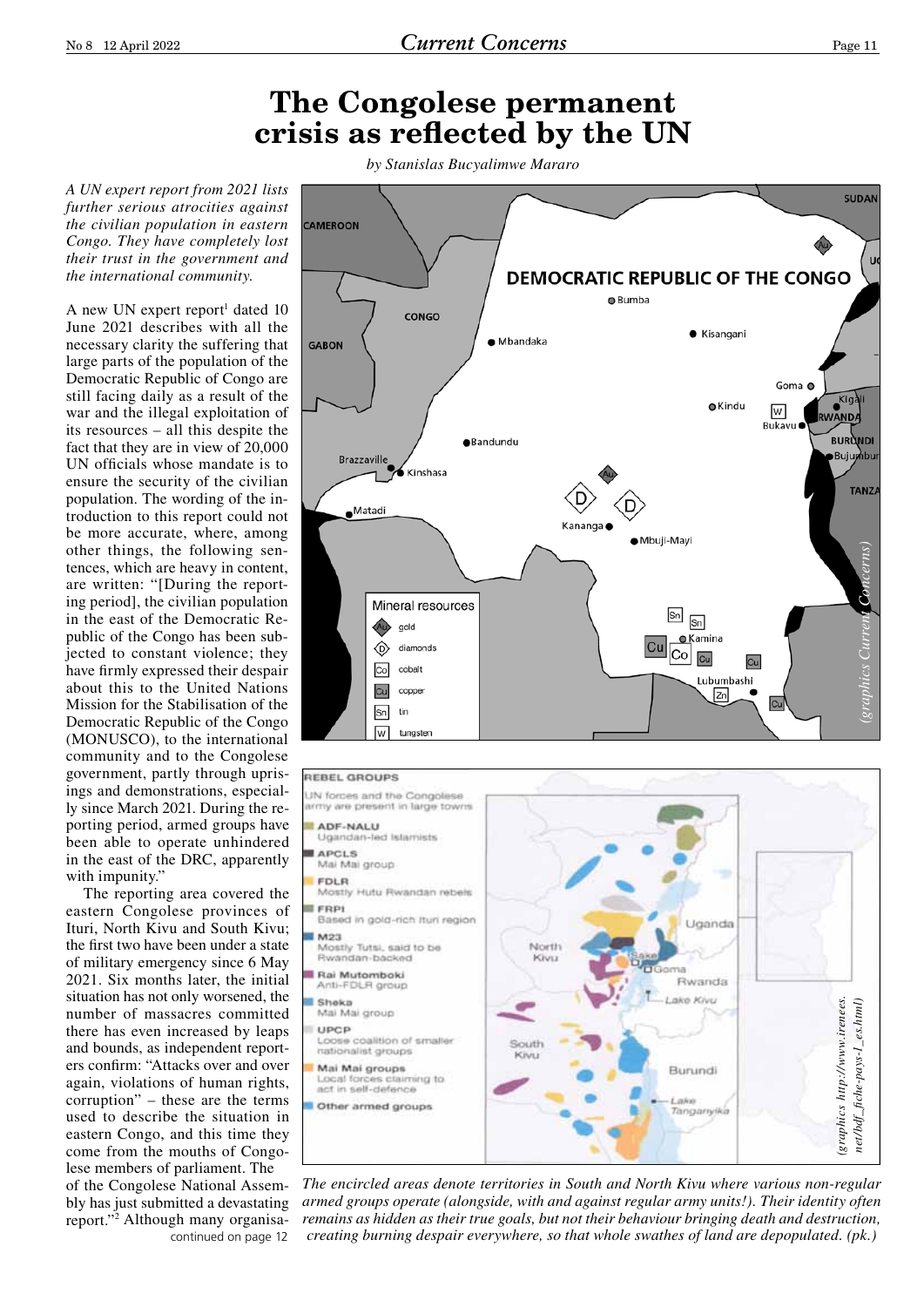# The Congolese permanent crisis as reflected by the UN

*by Stanislas Bucyalimwe Mararo*

*A UN expert report from 2021 lists further serious atrocities against the civilian population in eastern Congo. They have completely lost their trust in the government and the international community.*

A new UN expert report[1] dated 10 June 2021 describes with all the necessary clarity the suffering that large parts of the population of the Democratic Republic of Congo are still facing daily as a result of the war and the illegal exploitation of its resources – all this despite the fact that they are in view of 20,000 UN officials whose mandate is to ensure the security of the civilian population. The wording of the introduction to this report could not be more accurate, where, among other things, the following sentences, which are heavy in content, are written: "[During the reporting period], the civilian population in the east of the Democratic Republic of the Congo has been subjected to constant violence; they have firmly expressed their despair about this to the United Nations Mission for the Stabilisation of the Democratic Republic of the Congo (MONUSCO), to the international community and to the Congolese government, partly through uprisings and demonstrations, especially since March 2021. During the reporting period, armed groups have been able to operate unhindered in the east of the DRC, apparently with impunity."

The reporting area covered the eastern Congolese provinces of Ituri, North Kivu and South Kivu; the first two have been under a state of military emergency since 6 May 2021. Six months later, the initial situation has not only worsened, the number of massacres committed there has even increased by leaps and bounds, as independent reporters confirm: "Attacks over and over again, violations of human rights, corruption" – these are the terms used to describe the situation in eastern Congo, and this time they come from the mouths of Congolese members of parliament. The of the Congolese National Assembly has just submitted a devastating report."[2] Although many organisa-

continued on page 12

*(graphics Current Concerns)*

*(graphics http://www.irenees.net/bdf_fiche-pays-1_es.html)*

*The encircled areas denote territories in South and North Kivu where various non-regular armed groups operate (alongside, with and against regular army units!). Their identity often remains as hidden as their true goals, but their behaviour bringing death and destruction, creating burning despair everywhere, so that whole swathes of land are depopulated. (pk.)*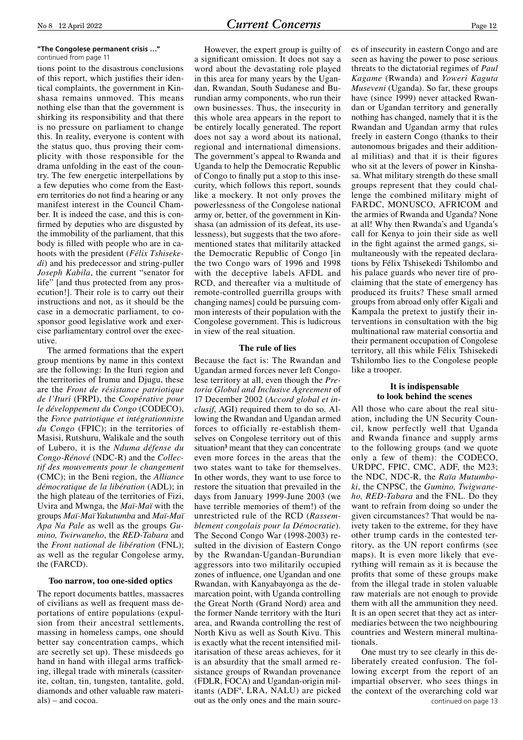**"The Congolese permanent crisis …"**
continued from page 11

tions point to the disastrous conclusions of this report, which justifies their identical complaints, the government in Kinshasa remains unmoved. This means nothing else than that the government is shirking its responsibility and that there is no pressure on parliament to change this. In reality, everyone is content with the status quo, thus proving their complicity with those responsible for the drama unfolding in the east of the country. The few energetic interpellations by a few deputies who come from the Eastern territories do not find a hearing or any manifest interest in the Council Chamber. It is indeed the case, and this is confirmed by deputies who are disgusted by the immobility of the parliament, that this body is filled with people who are in cahoots with the president (*Félix Tshisekedi*) and his predecessor and string-puller *Joseph Kabila*, the current "senator for life" [and thus protected from any prosecution!]. Their role is to carry out their instructions and not, as it should be the case in a democratic parliament, to co-sponsor good legislative work and exercise parliamentary control over the executive.

The armed formations that the expert group mentions by name in this context are the following: In the Ituri region and the territories of Irumu and Djugu, these are the *Front de résistance patriotique de l'Ituri* (FRPI), the *Coopérative pour le développement du Congo* (CODECO), the *Force patriotique et intégrationniste du Congo* (FPIC); in the territories of Masisi, Rutshuru, Walikale and the south of Lubero, it is the *Nduma défense du Congo-Rénové* (NDC-R) and the *Collectif des mouvements pour le changement* (CMC); in the Beni region, the *Alliance démocratique de la libération* (ADL); in the high plateau of the territories of Fizi, Uvira and Mwnga, the *Maï-Maï* with the groups *Maï-Maï Yakutumba* and *Maï-Maï Apa Na Pale* as well as the groups *Gumino, Twirwaneho*, the *RED-Tabara* and the *Front national de libération* (FNL); as well as the regular Congolese army, the (FARCD).

### Too narrow, too one-sided optics

The report documents battles, massacres of civilians as well as frequent mass deportations of entire populations (expulsion from their ancestral settlements, massing in homeless camps, one should better say concentration camps, which are secretly set up). These misdeeds go hand in hand with illegal arms trafficking, illegal trade with minerals (cassiterite, coltan, tin, tungsten, tantalite, gold, diamonds and other valuable raw materials) – and cocoa.

However, the expert group is guilty of a significant omission. It does not say a word about the devastating role played in this area for many years by the Ugandan, Rwandan, South Sudanese and Burundian army components, who run their own businesses. Thus, the insecurity in this whole area appears in the report to be entirely locally generated. The report does not say a word about its national, regional and international dimensions. The government's appeal to Rwanda and Uganda to help the Democratic Republic of Congo to finally put a stop to this insecurity, which follows this report, sounds like a mockery. It not only proves the powerlessness of the Congolese national army or, better, of the government in Kinshasa (an admission of its defeat, its uselessness), but suggests that the two aforementioned states that militarily attacked the Democratic Republic of Congo [in the two Congo wars of 1996 and 1998 with the deceptive labels AFDL and RCD, and thereafter via a multitude of remote-controlled guerrilla groups with changing names] could be pursuing common interests of their population with the Congolese government. This is ludicrous in view of the real situation.

### The rule of lies

Because the fact is: The Rwandan and Ugandan armed forces never left Congolese territory at all, even though the *Pretoria Global and Inclusive Agreement* of 17 December 2002 (*Accord global et inclusif*, AGI) required them to do so. Allowing the Rwandan and Ugandan armed forces to officially re-establish themselves on Congolese territory out of this situation[3] meant that they can concentrate even more forces in the areas that the two states want to take for themselves. In other words, they want to use force to restore the situation that prevailed in the days from January 1999-June 2003 (we have terrible memories of them!) of the unrestricted rule of the RCD (*Rassemblement congolais pour la Démocratie*). The Second Congo War (1998-2003) resulted in the division of Eastern Congo by the Rwandan-Ugandan-Burundian aggressors into two militarily occupied zones of influence, one Ugandan and one Rwandan, with Kanyabayonga as the demarcation point, with Uganda controlling the Great North (Grand Nord) area and the former Nande territory with the Ituri area, and Rwanda controlling the rest of North Kivu as well as South Kivu. This is exactly what the recent intensified militarisation of these areas achieves, for it is an absurdity that the small armed resistance groups of Rwandan provenance (FDLR, FOCA) and Ugandan-origin militants (ADF[4], LRA, NALU) are picked out as the only ones and the main sources of insecurity in eastern Congo and are seen as having the power to pose serious threats to the dictatorial regimes of *Paul Kagame* (Rwanda) and *Yoweri Kaguta Museveni* (Uganda). So far, these groups have (since 1999) never attacked Rwandan or Ugandan territory and generally nothing has changed, namely that it is the Rwandan and Ugandan army that rules freely in eastern Congo (thanks to their autonomous brigades and their additional militias) and that it is their figures who sit at the levers of power in Kinshasa. What military strength do these small groups represent that they could challenge the combined military might of FARDC, MONUSCO, AFRICOM and the armies of Rwanda and Uganda? None at all! Why then Rwanda's and Uganda's call for Kenya to join their side as well in the fight against the armed gangs, simultaneously with the repeated declarations by Félix Tshisekedi Tshilombo and his palace guards who never tire of proclaiming that the state of emergency has produced its fruits? These small armed groups from abroad only offer Kigali and Kampala the pretext to justify their interventions in consultation with the big multinational raw material consortia and their permanent occupation of Congolese territory, all this while Félix Tshisekedi Tshilombo lies to the Congolese people like a trooper.

### It is indispensable to look behind the scenes

All those who care about the real situation, including the UN Security Council, know perfectly well that Uganda and Rwanda finance and supply arms to the following groups (and we quote only a few of them): the CODECO, URDPC, FPIC, CMC, ADF, the M23; the NDC, NDC-R, the *Raïa Mutumboki*, the CNPSC, the *Gumino, Twigwaneho, RED-Tabara* and the FNL. Do they want to refrain from doing so under the given circumstances? That would be naivety taken to the extreme, for they have other trump cards in the contested territory, as the UN report confirms (see maps). It is even more likely that everything will remain as it is because the profits that some of these groups make from the illegal trade in stolen valuable raw materials are not enough to provide them with all the ammunition they need. It is an open secret that they act as intermediaries between the two neighbouring countries and Western mineral multinationals.

One must try to see clearly in this deliberately created confusion. The following excerpt from the report of an impartial observer, who sees things in the context of the overarching cold war

continued on page 13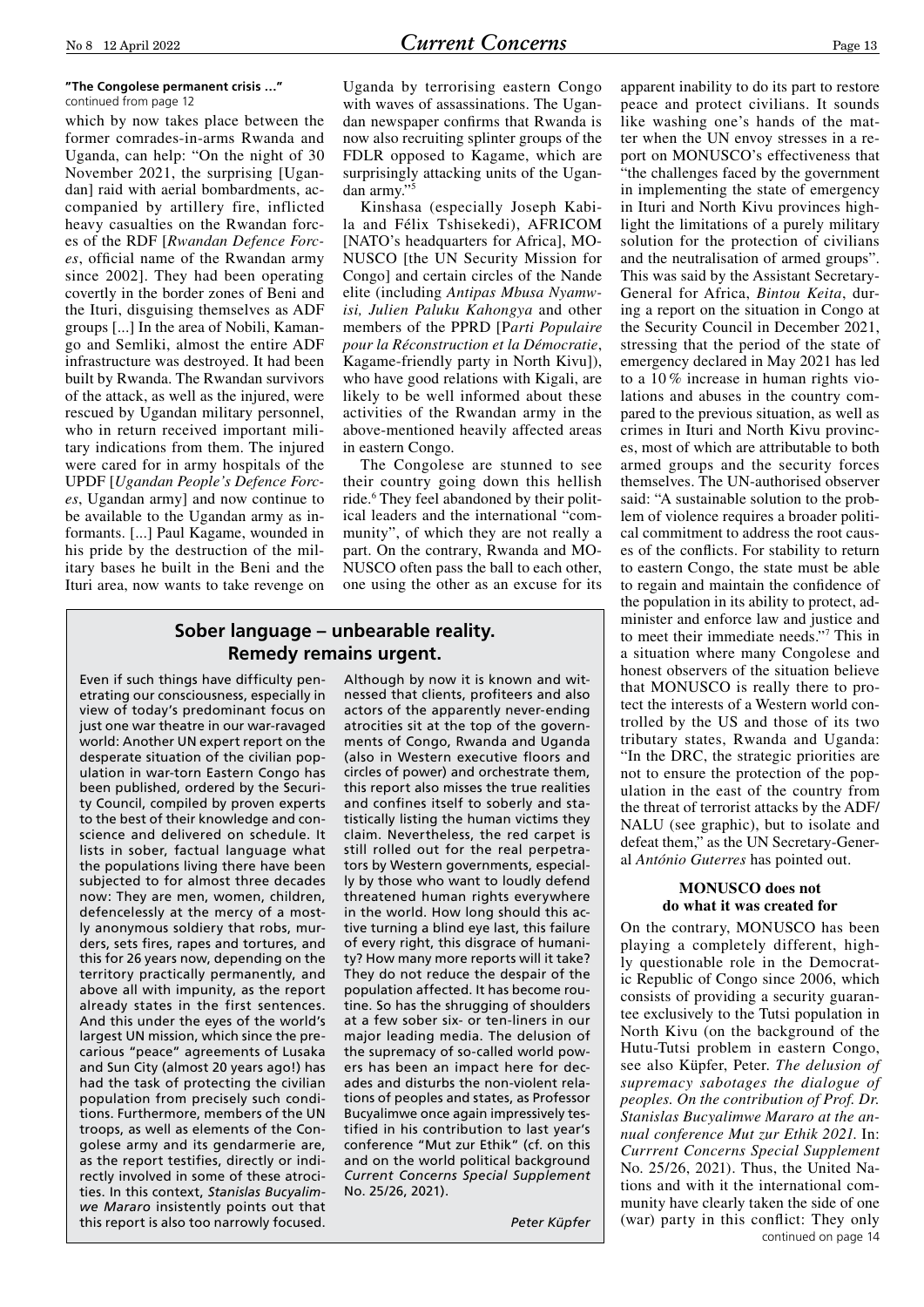**"The Congolese permanent crisis …"**
continued from page 12

which by now takes place between the former comrades-in-arms Rwanda and Uganda, can help: "On the night of 30 November 2021, the surprising [Ugandan] raid with aerial bombardments, accompanied by artillery fire, inflicted heavy casualties on the Rwandan forces of the RDF [*Rwandan Defence Forces*, official name of the Rwandan army since 2002]. They had been operating covertly in the border zones of Beni and the Ituri, disguising themselves as ADF groups [...] In the area of Nobili, Kamango and Semliki, almost the entire ADF infrastructure was destroyed. It had been built by Rwanda. The Rwandan survivors of the attack, as well as the injured, were rescued by Ugandan military personnel, who in return received important military indications from them. The injured were cared for in army hospitals of the UPDF [*Ugandan People's Defence Forces*, Ugandan army] and now continue to be available to the Ugandan army as informants. [...] Paul Kagame, wounded in his pride by the destruction of the military bases he built in the Beni and the Ituri area, now wants to take revenge on Uganda by terrorising eastern Congo with waves of assassinations. The Ugandan newspaper confirms that Rwanda is now also recruiting splinter groups of the FDLR opposed to Kagame, which are surprisingly attacking units of the Ugandan army."[5]

Kinshasa (especially Joseph Kabila and Félix Tshisekedi), AFRICOM [NATO's headquarters for Africa], MONUSCO [the UN Security Mission for Congo] and certain circles of the Nande elite (including *Antipas Mbusa Nyamwisi, Julien Paluku Kahongya* and other members of the PPRD [P*arti Populaire pour la Réconstruction et la Démocratie*, Kagame-friendly party in North Kivu]), who have good relations with Kigali, are likely to be well informed about these activities of the Rwandan army in the above-mentioned heavily affected areas in eastern Congo.

The Congolese are stunned to see their country going down this hellish ride.[6] They feel abandoned by their political leaders and the international "community", of which they are not really a part. On the contrary, Rwanda and MONUSCO often pass the ball to each other, one using the other as an excuse for its apparent inability to do its part to restore peace and protect civilians. It sounds like washing one's hands of the matter when the UN envoy stresses in a report on MONUSCO's effectiveness that "the challenges faced by the government in implementing the state of emergency in Ituri and North Kivu provinces highlight the limitations of a purely military solution for the protection of civilians and the neutralisation of armed groups". This was said by the Assistant Secretary-General for Africa, *Bintou Keita*, during a report on the situation in Congo at the Security Council in December 2021, stressing that the period of the state of emergency declared in May 2021 has led to a 10 % increase in human rights violations and abuses in the country compared to the previous situation, as well as crimes in Ituri and North Kivu provinces, most of which are attributable to both armed groups and the security forces themselves. The UN-authorised observer said: "A sustainable solution to the problem of violence requires a broader political commitment to address the root causes of the conflicts. For stability to return to eastern Congo, the state must be able to regain and maintain the confidence of the population in its ability to protect, administer and enforce law and justice and to meet their immediate needs."[7] This in a situation where many Congolese and honest observers of the situation believe that MONUSCO is really there to protect the interests of a Western world controlled by the US and those of its two tributary states, Rwanda and Uganda: "In the DRC, the strategic priorities are not to ensure the protection of the population in the east of the country from the threat of terrorist attacks by the ADF/NALU (see graphic), but to isolate and defeat them," as the UN Secretary-General *António Guterres* has pointed out.

### MONUSCO does not do what it was created for

On the contrary, MONUSCO has been playing a completely different, highly questionable role in the Democratic Republic of Congo since 2006, which consists of providing a security guarantee exclusively to the Tutsi population in North Kivu (on the background of the Hutu-Tutsi problem in eastern Congo, see also Küpfer, Peter. *The delusion of supremacy sabotages the dialogue of peoples. On the contribution of Prof. Dr. Stanislas Bucyalimwe Mararo at the annual conference Mut zur Ethik 2021.* In: *Currrent Concerns Special Supplement* No. 25/26, 2021). Thus, the United Nations and with it the international community have clearly taken the side of one (war) party in this conflict: They only

continued on page 14

## Sober language – unbearable reality. Remedy remains urgent.

Even if such things have difficulty penetrating our consciousness, especially in view of today's predominant focus on just one war theatre in our war-ravaged world: Another UN expert report on the desperate situation of the civilian population in war-torn Eastern Congo has been published, ordered by the Security Council, compiled by proven experts to the best of their knowledge and conscience and delivered on schedule. It lists in sober, factual language what the populations living there have been subjected to for almost three decades now: They are men, women, children, defencelessly at the mercy of a mostly anonymous soldiery that robs, murders, sets fires, rapes and tortures, and this for 26 years now, depending on the territory practically permanently, and above all with impunity, as the report already states in the first sentences. And this under the eyes of the world's largest UN mission, which since the precarious "peace" agreements of Lusaka and Sun City (almost 20 years ago!) has had the task of protecting the civilian population from precisely such conditions. Furthermore, members of the UN troops, as well as elements of the Congolese army and its gendarmerie are, as the report testifies, directly or indirectly involved in some of these atrocities. In this context, *Stanislas Bucyalimwe Mararo* insistently points out that this report is also too narrowly focused.

Although by now it is known and witnessed that clients, profiteers and also actors of the apparently never-ending atrocities sit at the top of the governments of Congo, Rwanda and Uganda (also in Western executive floors and circles of power) and orchestrate them, this report also misses the true realities and confines itself to soberly and statistically listing the human victims they claim. Nevertheless, the red carpet is still rolled out for the real perpetrators by Western governments, especially by those who want to loudly defend threatened human rights everywhere in the world. How long should this active turning a blind eye last, this failure of every right, this disgrace of humanity? How many more reports will it take? They do not reduce the despair of the population affected. It has become routine. So has the shrugging of shoulders at a few sober six- or ten-liners in our major leading media. The delusion of the supremacy of so-called world powers has been an impact here for decades and disturbs the non-violent relations of peoples and states, as Professor Bucyalimwe once again impressively testified in his contribution to last year's conference "Mut zur Ethik" (cf. on this and on the world political background *Current Concerns Special Supplement* No. 25/26, 2021).

*Peter Küpfer*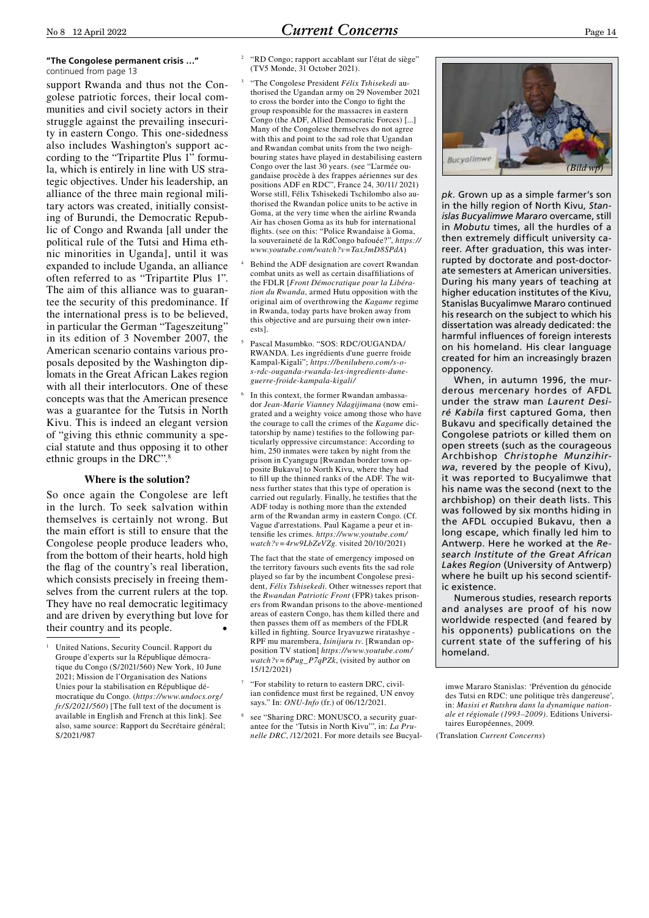**"The Congolese permanent crisis …"**
continued from page 13

support Rwanda and thus not the Congolese patriotic forces, their local communities and civil society actors in their struggle against the prevailing insecurity in eastern Congo. This one-sidedness also includes Washington's support according to the "Tripartite Plus 1" formula, which is entirely in line with US strategic objectives. Under his leadership, an alliance of the three main regional military actors was created, initially consisting of Burundi, the Democratic Republic of Congo and Rwanda [all under the political rule of the Tutsi and Hima ethnic minorities in Uganda], until it was expanded to include Uganda, an alliance often referred to as "Tripartite Plus 1". The aim of this alliance was to guarantee the security of this predominance. If the international press is to be believed, in particular the German "Tageszeitung" in its edition of 3 November 2007, the American scenario contains various proposals deposited by the Washington diplomats in the Great African Lakes region with all their interlocutors. One of these concepts was that the American presence was a guarantee for the Tutsis in North Kivu. This is indeed an elegant version of "giving this ethnic community a special statute and thus opposing it to other ethnic groups in the DRC".[8]

### Where is the solution?

So once again the Congolese are left in the lurch. To seek salvation within themselves is certainly not wrong. But the main effort is still to ensure that the Congolese people produce leaders who, from the bottom of their hearts, hold high the flag of the country's real liberation, which consists precisely in freeing themselves from the current rulers at the top. They have no real democratic legitimacy and are driven by everything but love for their country and its people. •

---

[1] United Nations, Security Council. Rapport du Groupe d'experts sur la République démocratique du Congo (S/2021/560) New York, 10 June 2021; Mission de l'Organisation des Nations Unies pour la stabilisation en République démocratique du Congo. (*https://www.undocs.org/fr/S/2021/560*) [The full text of the document is available in English and French at this link]. See also, same source: Rapport du Secrétaire général; S/2021/987

[2] "RD Congo; rapport accablant sur l'état de siège" (TV5 Monde, 31 October 2021).

[3] "The Congolese President *Félix Tshisekedi* authorised the Ugandan army on 29 November 2021 to cross the border into the Congo to fight the group responsible for the massacres in eastern Congo (the ADF, Allied Democratic Forces) [...] Many of the Congolese themselves do not agree with this and point to the sad role that Ugandan and Rwandan combat units from the two neighbouring states have played in destabilising eastern Congo over the last 30 years. (see "L'armée ougandaise procède à des frappes aériennes sur des positions ADF en RDC", France 24, 30/11/ 2021) Worse still, Félix Tshisekedi Tschilombo also authorised the Rwandan police units to be active in Goma, at the very time when the airline Rwanda Air has chosen Goma as its hub for international flights. (see on this: "Police Rwandaise à Goma, la souveraineté de la RdCongo bafouée?", *https://www.youtube.com/watch?v=Tax3mD8SPdA*)

[4] Behind the ADF designation are covert Rwandan combat units as well as certain disaffiliations of the FDLR [*Front Démocratique pour la Libération du Rwanda*, armed Hutu opposition with the original aim of overthrowing the *Kagame* regime in Rwanda, today parts have broken away from this objective and are pursuing their own interests].

[5] Pascal Masumbko. "SOS: RDC/OUGANDA/RWANDA. Les ingrédients d'une guerre froide Kampal-Kigali"; *https://benilubero.com/s-o-s-rdc-ouganda-rwanda-les-ingredients-dune-guerre-froide-kampala-kigali/*

[6] In this context, the former Rwandan ambassador *Jean-Marie Vianney Ndagijimana* (now emigrated and a weighty voice among those who have the courage to call the crimes of the *Kagame* dictatorship by name) testifies to the following particularly oppressive circumstance: According to him, 250 inmates were taken by night from the prison in Cyangugu [Rwandan border town opposite Bukavu] to North Kivu, where they had to fill up the thinned ranks of the ADF. The witness further states that this type of operation is carried out regularly. Finally, he testifies that the ADF today is nothing more than the extended arm of the Rwandan army in eastern Congo. (Cf. Vague d'arrestations. Paul Kagame a peur et intensifie les crimes. *https://www.youtube.com/watch?v=4rw9LbZeVZg*. visited 20/10/2021)

The fact that the state of emergency imposed on the territory favours such events fits the sad role played so far by the incumbent Congolese president, *Félix Tshisekedi*. Other witnesses report that the *Rwandan Patriotic Front* (FPR) takes prisoners from Rwandan prisons to the above-mentioned areas of eastern Congo, has them killed there and then passes them off as members of the FDLR killed in fighting. Source Iryavuzwe riratashye - RPF mu marembera, *Isinijuru tv*. [Rwandan opposition TV station] *https://www.youtube.com/watch?v=6Pug_P7qPZk*, (visited by author on 15/12/2021)

[7] "For stability to return to eastern DRC, civilian confidence must first be regained, UN envoy says." In: *ONU-Info* (fr.) of 06/12/2021.

[8] see "Sharing DRC: MONUSCO, a security guarantee for the 'Tutsis in North Kivu'", in: *La Prunelle DRC*, /12/2021. For more details see Bucyalimwe Mararo Stanislas: 'Prévention du génocide des Tutsi en RDC: une politique très dangereuse', in: *Masisi et Rutshru dans la dynamique nationale et régionale (1993–2009)*. Editions Universitaires Européennes, 2009.

(Translation *Current Concerns*)

---

Bucyalimwe *(Bild wp)*

*pk*. Grown up as a simple farmer's son in the hilly region of North Kivu, *Stanislas Bucyalimwe Mararo* overcame, still in *Mobutu* times, all the hurdles of a then extremely difficult university career. After graduation, this was interrupted by doctorate and post-doctorate semesters at American universities. During his many years of teaching at higher education institutes of the Kivu, Stanislas Bucyalimwe Mararo continued his research on the subject to which his dissertation was already dedicated: the harmful influences of foreign interests on his homeland. His clear language created for him an increasingly brazen opponency.

When, in autumn 1996, the murderous mercenary hordes of AFDL under the straw man *Laurent Desiré Kabila* first captured Goma, then Bukavu and specifically detained the Congolese patriots or killed them on open streets (such as the courageous Archbishop *Christophe Munzihirwa*, revered by the people of Kivu), it was reported to Bucyalimwe that his name was the second (next to the archbishop) on their death lists. This was followed by six months hiding in the AFDL occupied Bukavu, then a long escape, which finally led him to Antwerp. Here he worked at the *Research Institute of the Great African Lakes Region* (University of Antwerp) where he built up his second scientific existence.

Numerous studies, research reports and analyses are proof of his now worldwide respected (and feared by his opponents) publications on the current state of the suffering of his homeland.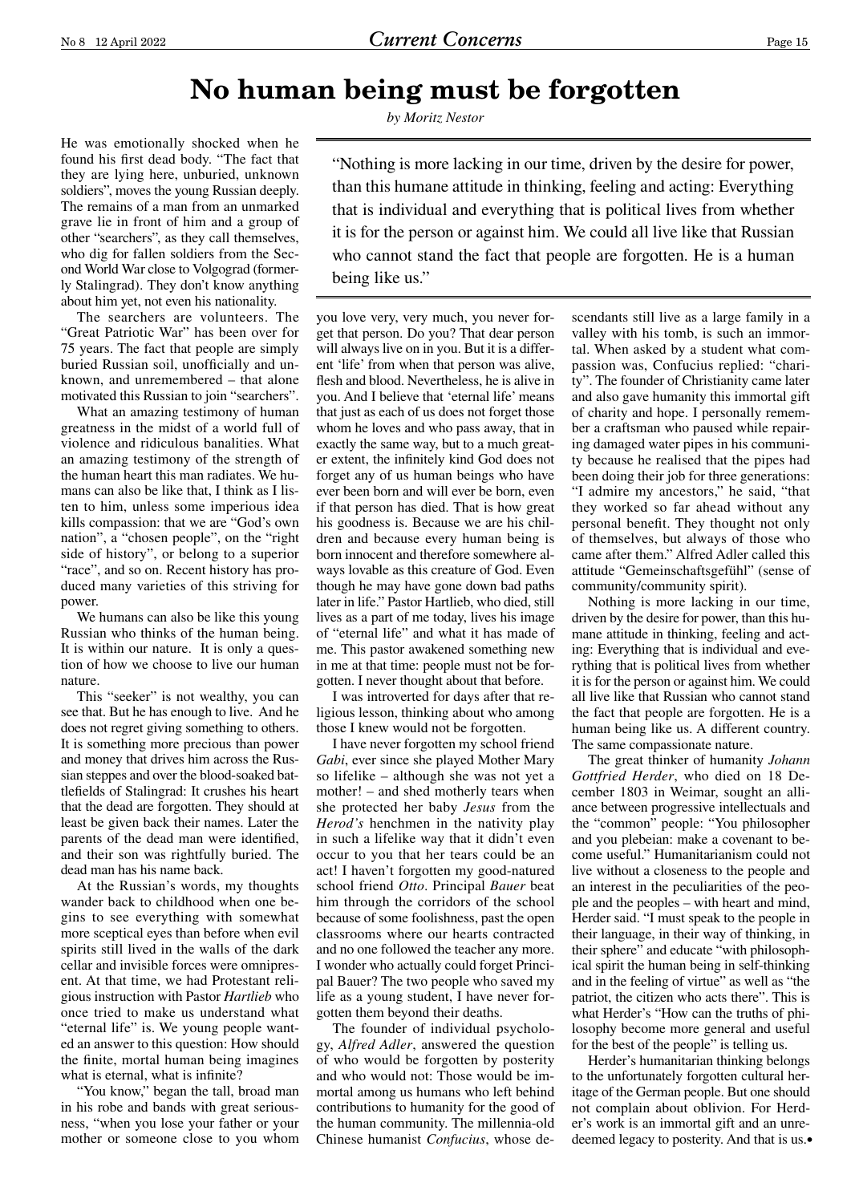# No human being must be forgotten

*by Moritz Nestor*

> "Nothing is more lacking in our time, driven by the desire for power, than this humane attitude in thinking, feeling and acting: Everything that is individual and everything that is political lives from whether it is for the person or against him. We could all live like that Russian who cannot stand the fact that people are forgotten. He is a human being like us."

He was emotionally shocked when he found his first dead body. "The fact that they are lying here, unburied, unknown soldiers", moves the young Russian deeply. The remains of a man from an unmarked grave lie in front of him and a group of other "searchers", as they call themselves, who dig for fallen soldiers from the Second World War close to Volgograd (formerly Stalingrad). They don't know anything about him yet, not even his nationality.

The searchers are volunteers. The "Great Patriotic War" has been over for 75 years. The fact that people are simply buried Russian soil, unofficially and unknown, and unremembered – that alone motivated this Russian to join "searchers".

What an amazing testimony of human greatness in the midst of a world full of violence and ridiculous banalities. What an amazing testimony of the strength of the human heart this man radiates. We humans can also be like that, I think as I listen to him, unless some imperious idea kills compassion: that we are "God's own nation", a "chosen people", on the "right side of history", or belong to a superior "race", and so on. Recent history has produced many varieties of this striving for power.

We humans can also be like this young Russian who thinks of the human being. It is within our nature. It is only a question of how we choose to live our human nature.

This "seeker" is not wealthy, you can see that. But he has enough to live. And he does not regret giving something to others. It is something more precious than power and money that drives him across the Russian steppes and over the blood-soaked battlefields of Stalingrad: It crushes his heart that the dead are forgotten. They should at least be given back their names. Later the parents of the dead man were identified, and their son was rightfully buried. The dead man has his name back.

At the Russian's words, my thoughts wander back to childhood when one begins to see everything with somewhat more sceptical eyes than before when evil spirits still lived in the walls of the dark cellar and invisible forces were omnipresent. At that time, we had Protestant religious instruction with Pastor *Hartlieb* who once tried to make us understand what "eternal life" is. We young people wanted an answer to this question: How should the finite, mortal human being imagines what is eternal, what is infinite?

"You know," began the tall, broad man in his robe and bands with great seriousness, "when you lose your father or your mother or someone close to you whom you love very, very much, you never forget that person. Do you? That dear person will always live on in you. But it is a different 'life' from when that person was alive, flesh and blood. Nevertheless, he is alive in you. And I believe that 'eternal life' means that just as each of us does not forget those whom he loves and who pass away, that in exactly the same way, but to a much greater extent, the infinitely kind God does not forget any of us human beings who have ever been born and will ever be born, even if that person has died. That is how great his goodness is. Because we are his children and because every human being is born innocent and therefore somewhere always lovable as this creature of God. Even though he may have gone down bad paths later in life." Pastor Hartlieb, who died, still lives as a part of me today, lives his image of "eternal life" and what it has made of me. This pastor awakened something new in me at that time: people must not be forgotten. I never thought about that before.

I was introverted for days after that religious lesson, thinking about who among those I knew would not be forgotten.

I have never forgotten my school friend *Gabi*, ever since she played Mother Mary so lifelike – although she was not yet a mother! – and shed motherly tears when she protected her baby *Jesus* from the *Herod's* henchmen in the nativity play in such a lifelike way that it didn't even occur to you that her tears could be an act! I haven't forgotten my good-natured school friend *Otto*. Principal *Bauer* beat him through the corridors of the school because of some foolishness, past the open classrooms where our hearts contracted and no one followed the teacher any more. I wonder who actually could forget Principal Bauer? The two people who saved my life as a young student, I have never forgotten them beyond their deaths.

The founder of individual psychology, *Alfred Adler*, answered the question of who would be forgotten by posterity and who would not: Those would be immortal among us humans who left behind contributions to humanity for the good of the human community. The millennia-old Chinese humanist *Confucius*, whose descendants still live as a large family in a valley with his tomb, is such an immortal. When asked by a student what compassion was, Confucius replied: "charity". The founder of Christianity came later and also gave humanity this immortal gift of charity and hope. I personally remember a craftsman who paused while repairing damaged water pipes in his community because he realised that the pipes had been doing their job for three generations: "I admire my ancestors," he said, "that they worked so far ahead without any personal benefit. They thought not only of themselves, but always of those who came after them." Alfred Adler called this attitude "Gemeinschaftsgefühl" (sense of community/community spirit).

Nothing is more lacking in our time, driven by the desire for power, than this humane attitude in thinking, feeling and acting: Everything that is individual and everything that is political lives from whether it is for the person or against him. We could all live like that Russian who cannot stand the fact that people are forgotten. He is a human being like us. A different country. The same compassionate nature.

The great thinker of humanity *Johann Gottfried Herder*, who died on 18 December 1803 in Weimar, sought an alliance between progressive intellectuals and the "common" people: "You philosopher and you plebeian: make a covenant to become useful." Humanitarianism could not live without a closeness to the people and an interest in the peculiarities of the people and the peoples – with heart and mind, Herder said. "I must speak to the people in their language, in their way of thinking, in their sphere" and educate "with philosophical spirit the human being in self-thinking and in the feeling of virtue" as well as "the patriot, the citizen who acts there". This is what Herder's "How can the truths of philosophy become more general and useful for the best of the people" is telling us.

Herder's humanitarian thinking belongs to the unfortunately forgotten cultural heritage of the German people. But one should not complain about oblivion. For Herder's work is an immortal gift and an unredeemed legacy to posterity. And that is us.•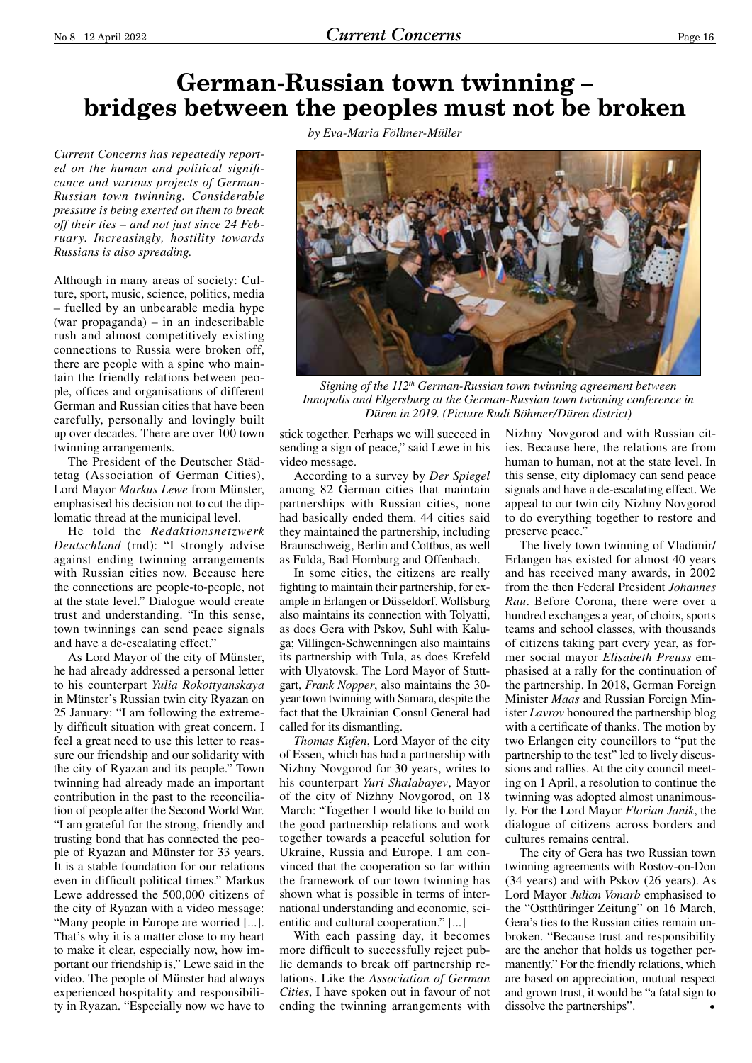# German-Russian town twinning – bridges between the peoples must not be broken

*by Eva-Maria Föllmer-Müller*

*Current Concerns has repeatedly reported on the human and political significance and various projects of German-Russian town twinning. Considerable pressure is being exerted on them to break off their ties – and not just since 24 February. Increasingly, hostility towards Russians is also spreading.*

Although in many areas of society: Culture, sport, music, science, politics, media – fuelled by an unbearable media hype (war propaganda) – in an indescribable rush and almost competitively existing connections to Russia were broken off, there are people with a spine who maintain the friendly relations between people, offices and organisations of different German and Russian cities that have been carefully, personally and lovingly built up over decades. There are over 100 town twinning arrangements.

The President of the Deutscher Städtetag (Association of German Cities), Lord Mayor *Markus Lewe* from Münster, emphasised his decision not to cut the diplomatic thread at the municipal level.

He told the *Redaktionsnetzwerk Deutschland* (rnd): "I strongly advise against ending twinning arrangements with Russian cities now. Because here the connections are people-to-people, not at the state level." Dialogue would create trust and understanding. "In this sense, town twinnings can send peace signals and have a de-escalating effect."

As Lord Mayor of the city of Münster, he had already addressed a personal letter to his counterpart *Yulia Rokottyanskaya* in Münster's Russian twin city Ryazan on 25 January: "I am following the extremely difficult situation with great concern. I feel a great need to use this letter to reassure our friendship and our solidarity with the city of Ryazan and its people." Town twinning had already made an important contribution in the past to the reconciliation of people after the Second World War. "I am grateful for the strong, friendly and trusting bond that has connected the people of Ryazan and Münster for 33 years. It is a stable foundation for our relations even in difficult political times." Markus Lewe addressed the 500,000 citizens of the city of Ryazan with a video message: "Many people in Europe are worried [...]. That's why it is a matter close to my heart to make it clear, especially now, how important our friendship is," Lewe said in the video. The people of Münster had always experienced hospitality and responsibility in Ryazan. "Especially now we have to stick together. Perhaps we will succeed in sending a sign of peace," said Lewe in his video message.

*Signing of the 112th German-Russian town twinning agreement between Innopolis and Elgersburg at the German-Russian town twinning conference in Düren in 2019. (Picture Rudi Böhmer/Düren district)*

According to a survey by *Der Spiegel* among 82 German cities that maintain partnerships with Russian cities, none had basically ended them. 44 cities said they maintained the partnership, including Braunschweig, Berlin and Cottbus, as well as Fulda, Bad Homburg and Offenbach.

In some cities, the citizens are really fighting to maintain their partnership, for example in Erlangen or Düsseldorf. Wolfsburg also maintains its connection with Tolyatti, as does Gera with Pskov, Suhl with Kaluga; Villingen-Schwenningen also maintains its partnership with Tula, as does Krefeld with Ulyatovsk. The Lord Mayor of Stuttgart, *Frank Nopper*, also maintains the 30-year town twinning with Samara, despite the fact that the Ukrainian Consul General had called for its dismantling.

*Thomas Kufen*, Lord Mayor of the city of Essen, which has had a partnership with Nizhny Novgorod for 30 years, writes to his counterpart *Yuri Shalabayev*, Mayor of the city of Nizhny Novgorod, on 18 March: "Together I would like to build on the good partnership relations and work together towards a peaceful solution for Ukraine, Russia and Europe. I am convinced that the cooperation so far within the framework of our town twinning has shown what is possible in terms of international understanding and economic, scientific and cultural cooperation." [...]

With each passing day, it becomes more difficult to successfully reject public demands to break off partnership relations. Like the *Association of German Cities*, I have spoken out in favour of not ending the twinning arrangements with Nizhny Novgorod and with Russian cities. Because here, the relations are from human to human, not at the state level. In this sense, city diplomacy can send peace signals and have a de-escalating effect. We appeal to our twin city Nizhny Novgorod to do everything together to restore and preserve peace."

The lively town twinning of Vladimir/Erlangen has existed for almost 40 years and has received many awards, in 2002 from the then Federal President *Johannes Rau*. Before Corona, there were over a hundred exchanges a year, of choirs, sports teams and school classes, with thousands of citizens taking part every year, as former social mayor *Elisabeth Preuss* emphasised at a rally for the continuation of the partnership. In 2018, German Foreign Minister *Maas* and Russian Foreign Minister *Lavrov* honoured the partnership blog with a certificate of thanks. The motion by two Erlangen city councillors to "put the partnership to the test" led to lively discussions and rallies. At the city council meeting on 1 April, a resolution to continue the twinning was adopted almost unanimously. For the Lord Mayor *Florian Janik*, the dialogue of citizens across borders and cultures remains central.

The city of Gera has two Russian town twinning agreements with Rostov-on-Don (34 years) and with Pskov (26 years). As Lord Mayor *Julian Vonarb* emphasised to the "Ostthüringer Zeitung" on 16 March, Gera's ties to the Russian cities remain unbroken. "Because trust and responsibility are the anchor that holds us together permanently." For the friendly relations, which are based on appreciation, mutual respect and grown trust, it would be "a fatal sign to dissolve the partnerships". •